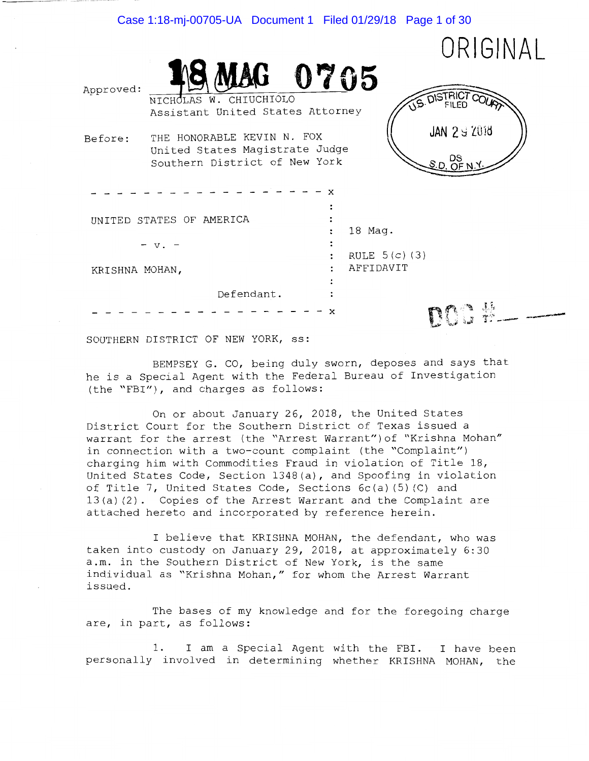ORIGINAL

Approved: **18 MAG 0705**

NICHOLAS W. CHIUCHIOLO
Assistant United States Attorney

U.S. DISTRICT COURT FILED JAN 29 2018 DS S.D. OF N.Y.

Before: THE HONORABLE KEVIN N. FOX
United States Magistrate Judge
Southern District of New York

- - - - - - - - - - - - - - - - - - - - x

UNITED STATES OF AMERICA : 18 Mag.

\- v. - : RULE 5(c)(3) AFFIDAVIT

KRISHNA MOHAN,

Defendant.

- - - - - - - - - - - - - - - - - - - - x

DOC #

SOUTHERN DISTRICT OF NEW YORK, ss:

BEMPSEY G. CO, being duly sworn, deposes and says that he is a Special Agent with the Federal Bureau of Investigation (the "FBI"), and charges as follows:

On or about January 26, 2018, the United States District Court for the Southern District of Texas issued a warrant for the arrest (the "Arrest Warrant") of "Krishna Mohan" in connection with a two-count complaint (the "Complaint") charging him with Commodities Fraud in violation of Title 18, United States Code, Section 1348(a), and Spoofing in violation of Title 7, United States Code, Sections 6c(a)(5)(C) and 13(a)(2). Copies of the Arrest Warrant and the Complaint are attached hereto and incorporated by reference herein.

I believe that KRISHNA MOHAN, the defendant, who was taken into custody on January 29, 2018, at approximately 6:30 a.m. in the Southern District of New York, is the same individual as "Krishna Mohan," for whom the Arrest Warrant issued.

The bases of my knowledge and for the foregoing charge are, in part, as follows:

1. I am a Special Agent with the FBI. I have been personally involved in determining whether KRISHNA MOHAN, the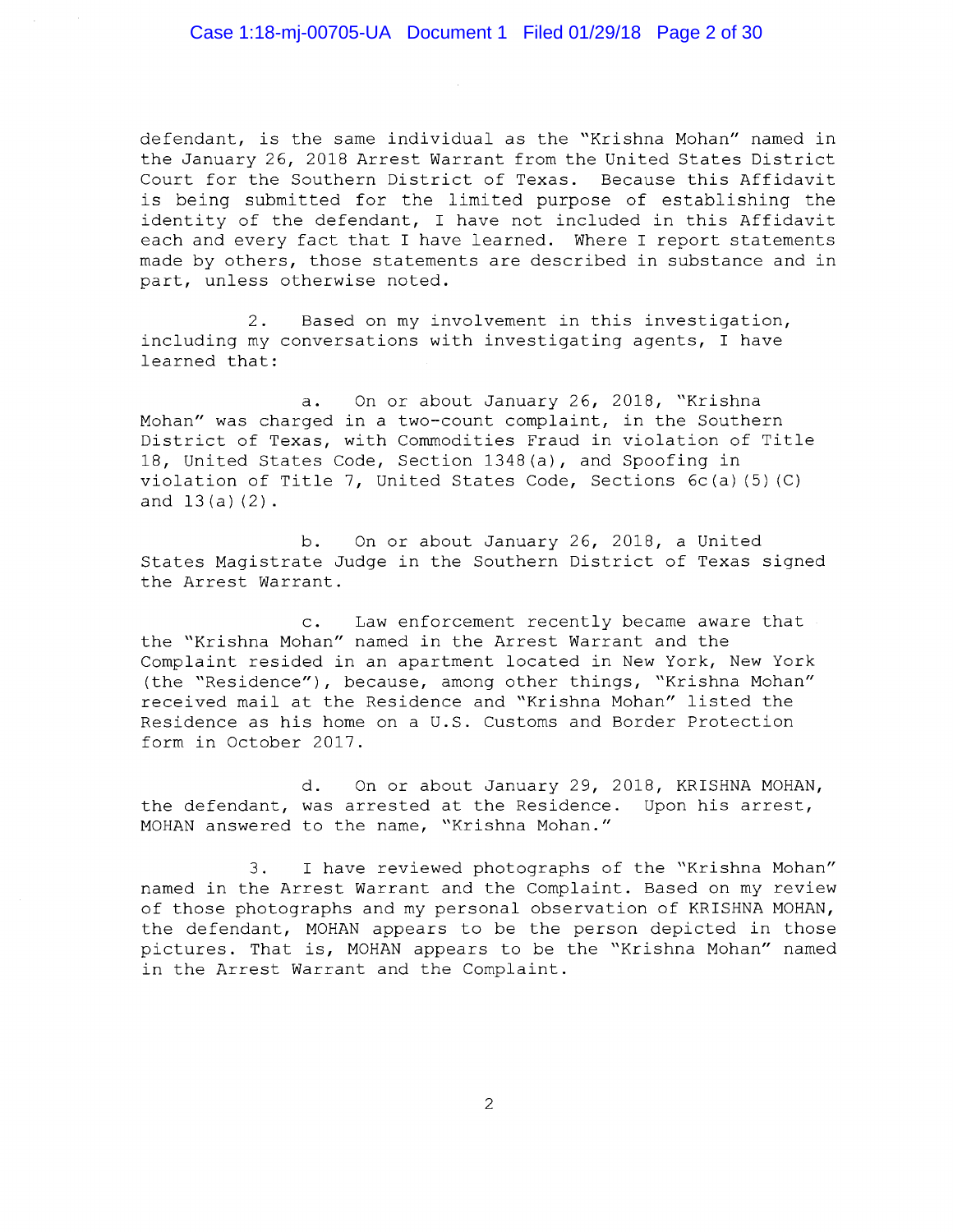defendant, is the same individual as the "Krishna Mohan" named in the January 26, 2018 Arrest Warrant from the United States District Court for the Southern District of Texas. Because this Affidavit is being submitted for the limited purpose of establishing the identity of the defendant, I have not included in this Affidavit each and every fact that I have learned. Where I report statements made by others, those statements are described in substance and in part, unless otherwise noted.

2. Based on my involvement in this investigation, including my conversations with investigating agents, I have learned that:

a. On or about January 26, 2018, "Krishna Mohan" was charged in a two-count complaint, in the Southern District of Texas, with Commodities Fraud in violation of Title 18, United States Code, Section 1348(a), and Spoofing in violation of Title 7, United States Code, Sections 6c(a)(5)(C) and 13(a)(2).

b. On or about January 26, 2018, a United States Magistrate Judge in the Southern District of Texas signed the Arrest Warrant.

c. Law enforcement recently became aware that the "Krishna Mohan" named in the Arrest Warrant and the Complaint resided in an apartment located in New York, New York (the "Residence"), because, among other things, "Krishna Mohan" received mail at the Residence and "Krishna Mohan" listed the Residence as his home on a U.S. Customs and Border Protection form in October 2017.

d. On or about January 29, 2018, KRISHNA MOHAN, the defendant, was arrested at the Residence. Upon his arrest, MOHAN answered to the name, "Krishna Mohan."

3. I have reviewed photographs of the "Krishna Mohan" named in the Arrest Warrant and the Complaint. Based on my review of those photographs and my personal observation of KRISHNA MOHAN, the defendant, MOHAN appears to be the person depicted in those pictures. That is, MOHAN appears to be the "Krishna Mohan" named in the Arrest Warrant and the Complaint.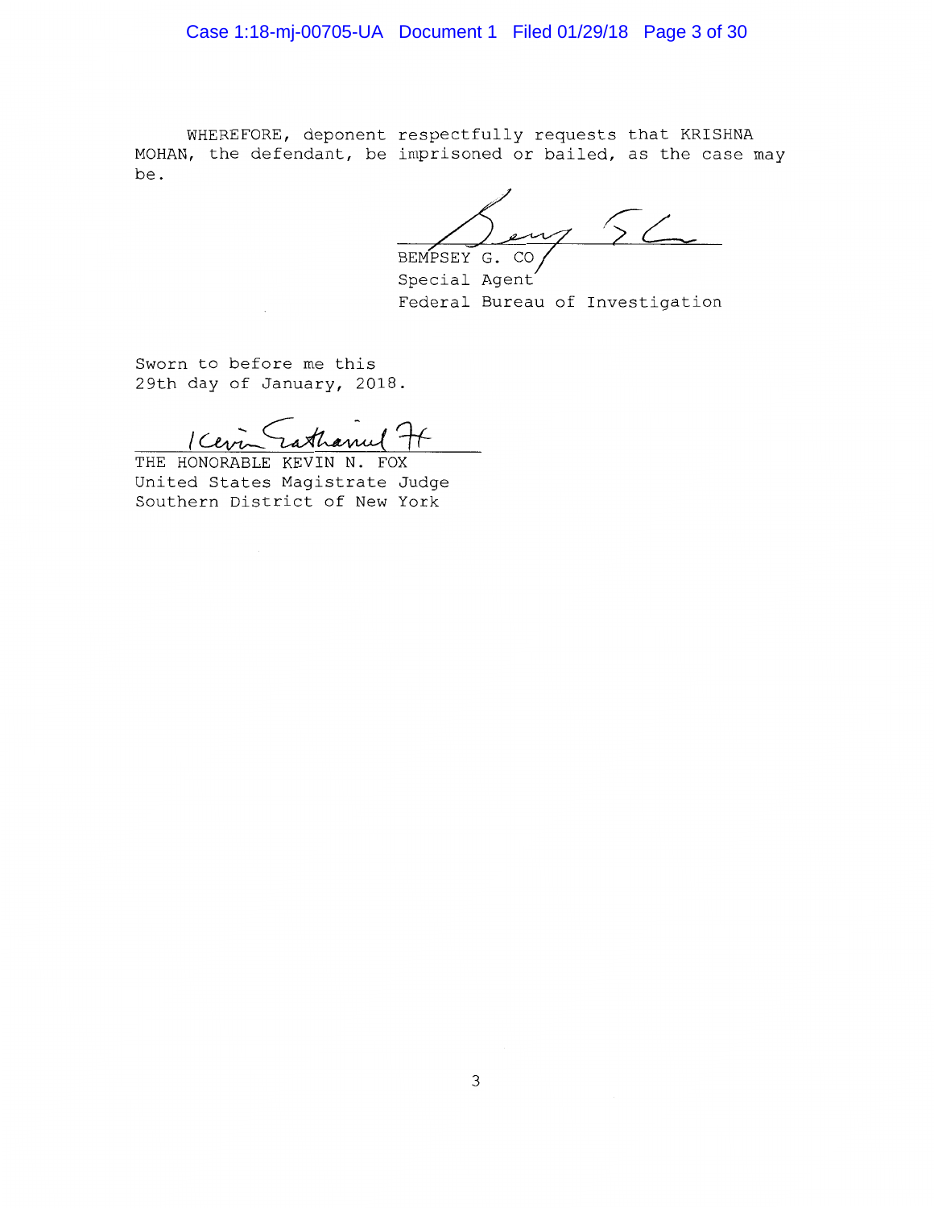WHEREFORE, deponent respectfully requests that KRISHNA MOHAN, the defendant, be imprisoned or bailed, as the case may be.

BEMPSEY G. CO
Special Agent
Federal Bureau of Investigation

Sworn to before me this
29th day of January, 2018.

THE HONORABLE KEVIN N. FOX
United States Magistrate Judge
Southern District of New York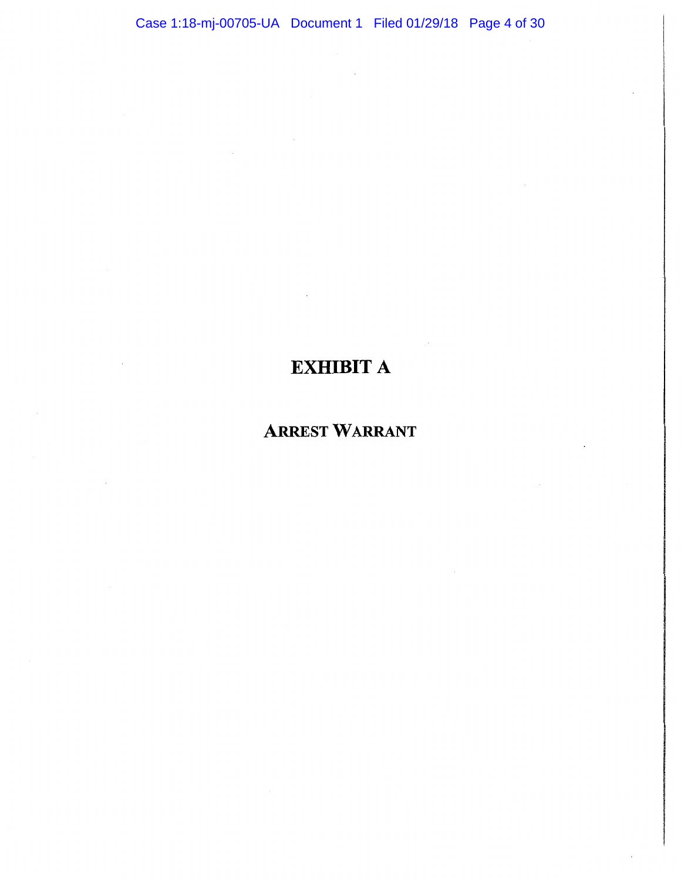# EXHIBIT A

## ARREST WARRANT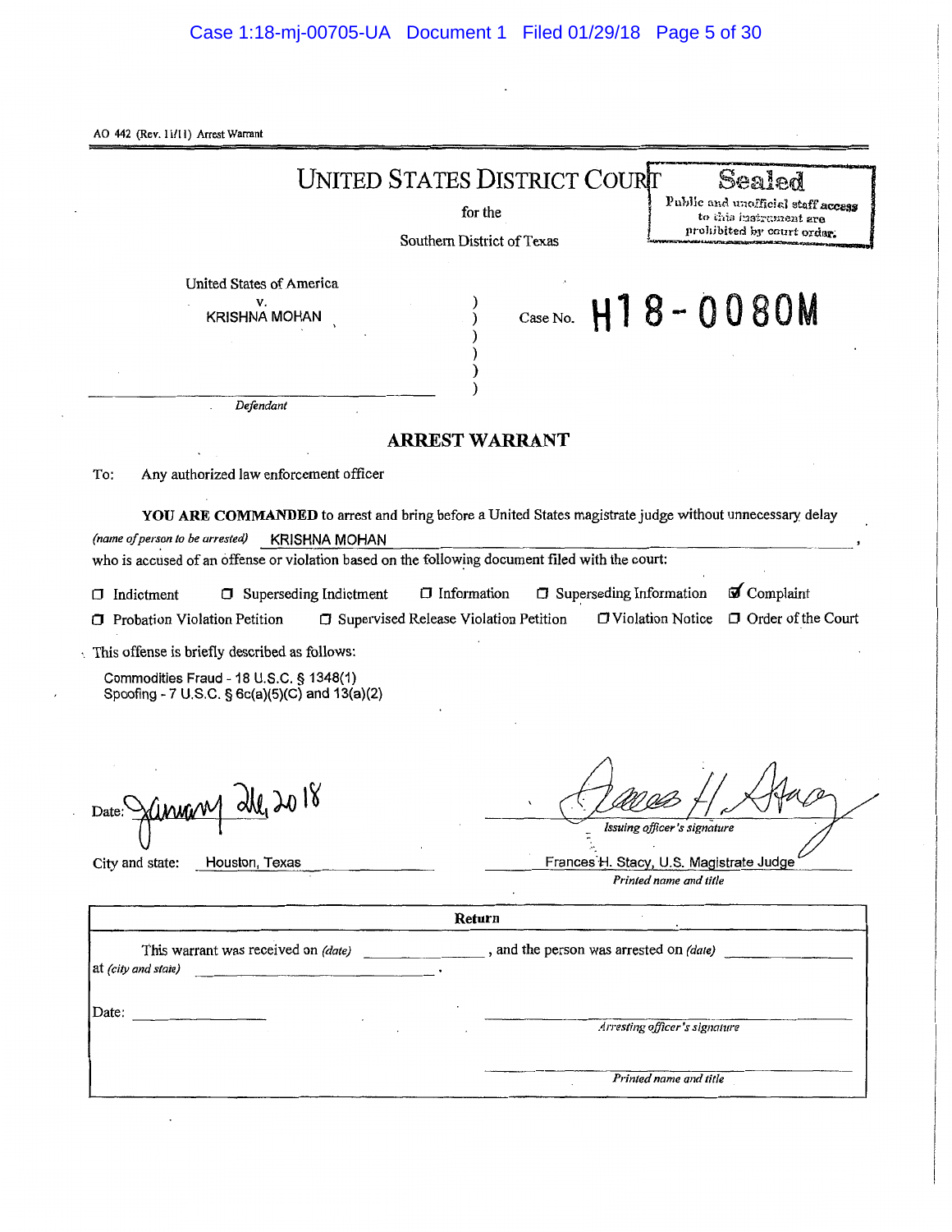AO 442 (Rev. 11/11) Arrest Warrant

# UNITED STATES DISTRICT COURT

for the

Southern District of Texas

**Sealed**
Public and unofficial staff access to this instrument are prohibited by court order.

United States of America
v.
KRISHNA MOHAN

*Defendant*

Case No. **H18-0080M**

## ARREST WARRANT

To: Any authorized law enforcement officer

**YOU ARE COMMANDED** to arrest and bring before a United States magistrate judge without unnecessary delay

*(name of person to be arrested)* KRISHNA MOHAN ,

who is accused of an offense or violation based on the following document filed with the court:

☐ Indictment ☐ Superseding Indictment ☐ Information ☐ Superseding Information ☑ Complaint
☐ Probation Violation Petition ☐ Supervised Release Violation Petition ☐ Violation Notice ☐ Order of the Court

This offense is briefly described as follows:

Commodities Fraud - 18 U.S.C. § 1348(1)
Spoofing - 7 U.S.C. § 6c(a)(5)(C) and 13(a)(2)

Date: January 26, 2018

*Issuing officer's signature*

City and state: Houston, Texas

Frances H. Stacy, U.S. Magistrate Judge
*Printed name and title*

**Return**

This warrant was received on *(date)* ________, and the person was arrested on *(date)* ________
at *(city and state)* ________.

Date: ________

*Arresting officer's signature*

*Printed name and title*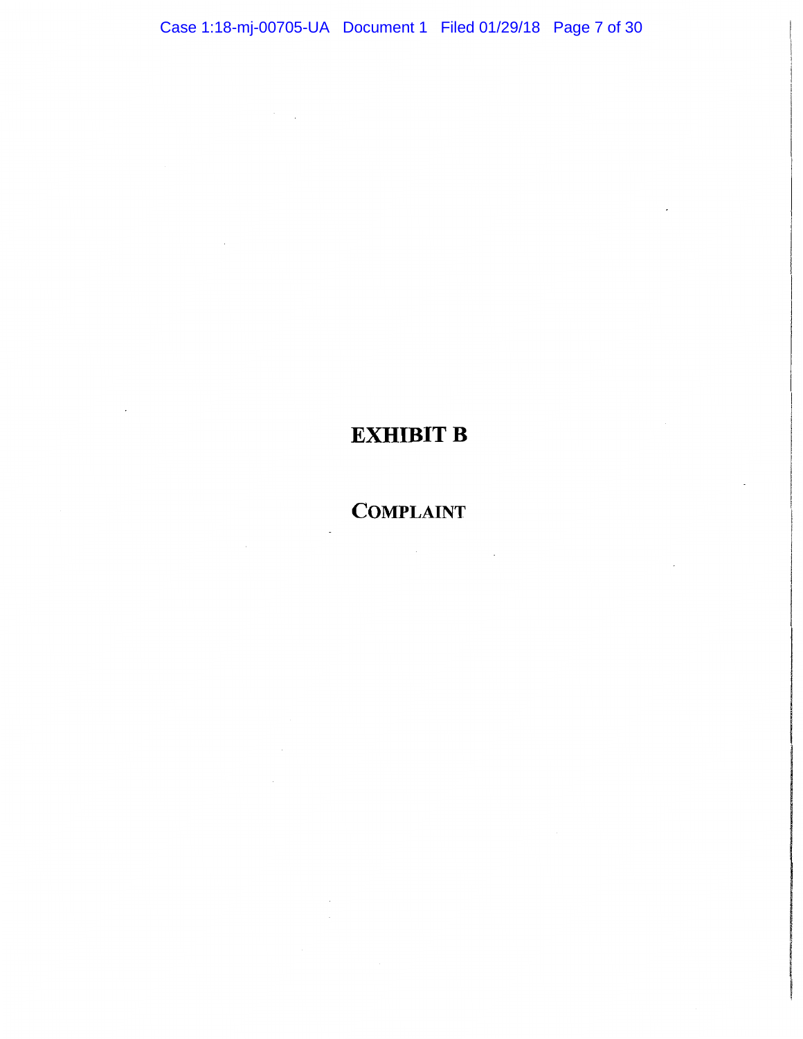# EXHIBIT B

## COMPLAINT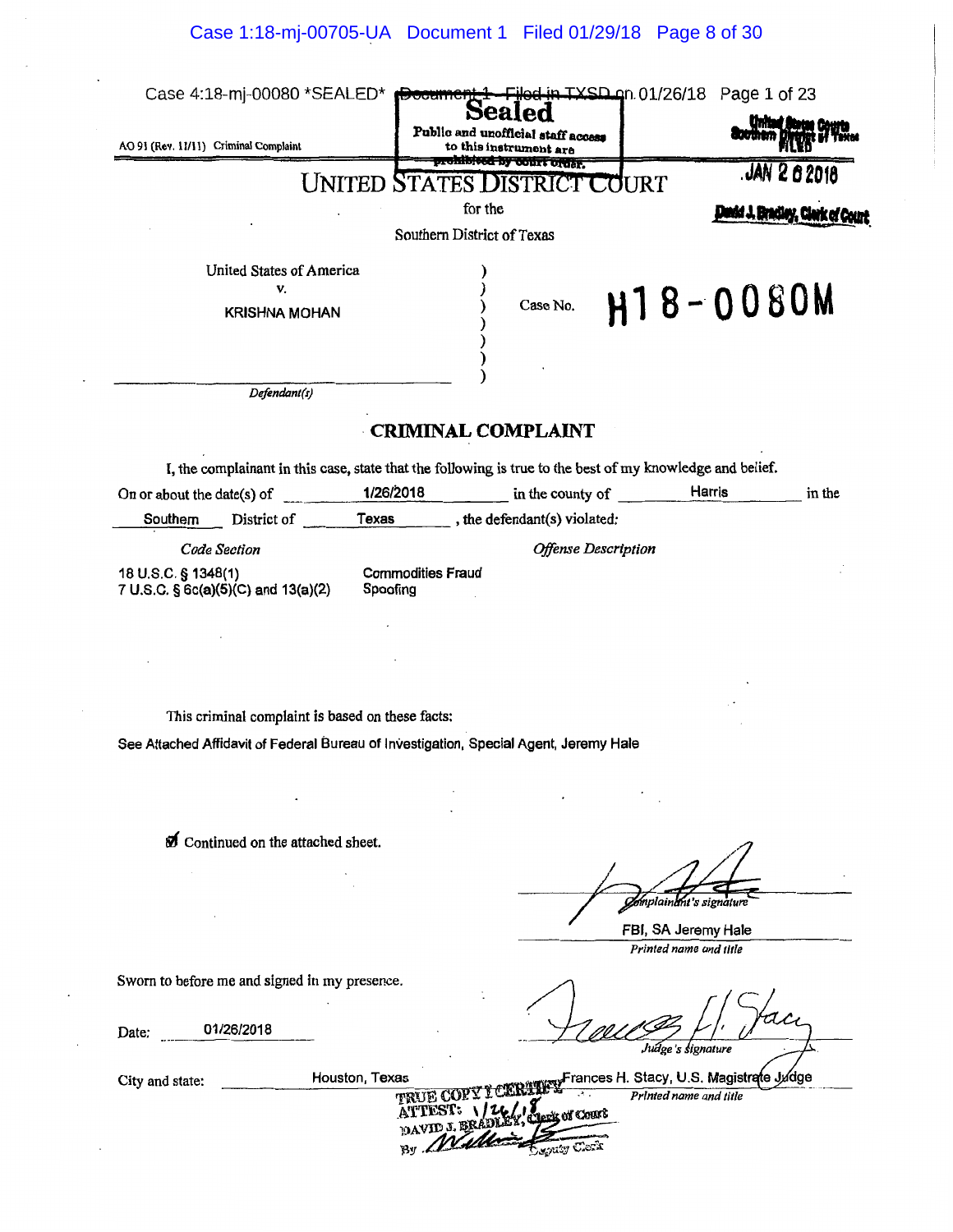Case 4:18-mj-00080 *SEALED* Document 1 Filed in TXSD on 01/26/18 Page 1 of 23

**Sealed**
Public and unofficial staff access to this instrument are prohibited by court order.

United States Courts
Southern District of Texas
FILED
JAN 26 2018
David J. Bradley, Clerk of Court

AO 91 (Rev. 11/11) Criminal Complaint

# UNITED STATES DISTRICT COURT

for the

Southern District of Texas

United States of America
v.
KRISHNA MOHAN

Defendant(s)

Case No. H18-0080M

## CRIMINAL COMPLAINT

I, the complainant in this case, state that the following is true to the best of my knowledge and belief.

On or about the date(s) of 1/26/2018 in the county of Harris in the Southern District of Texas, the defendant(s) violated:

| *Code Section* | *Offense Description* |
|---|---|
| 18 U.S.C. § 1348(1) | Commodities Fraud |
| 7 U.S.C. § 6c(a)(5)(C) and 13(a)(2) | Spoofing |

This criminal complaint is based on these facts:

See Attached Affidavit of Federal Bureau of Investigation, Special Agent, Jeremy Hale

☑ Continued on the attached sheet.

*Complainant's signature*

FBI, SA Jeremy Hale
*Printed name and title*

Sworn to before me and signed in my presence.

Date: 01/26/2018

*Judge's signature*

City and state: Houston, Texas

Frances H. Stacy, U.S. Magistrate Judge
*Printed name and title*

TRUE COPY I CERTIFY
ATTEST: 1/26/18
DAVID J. BRADLEY, Clerk of Court
By Deputy Clerk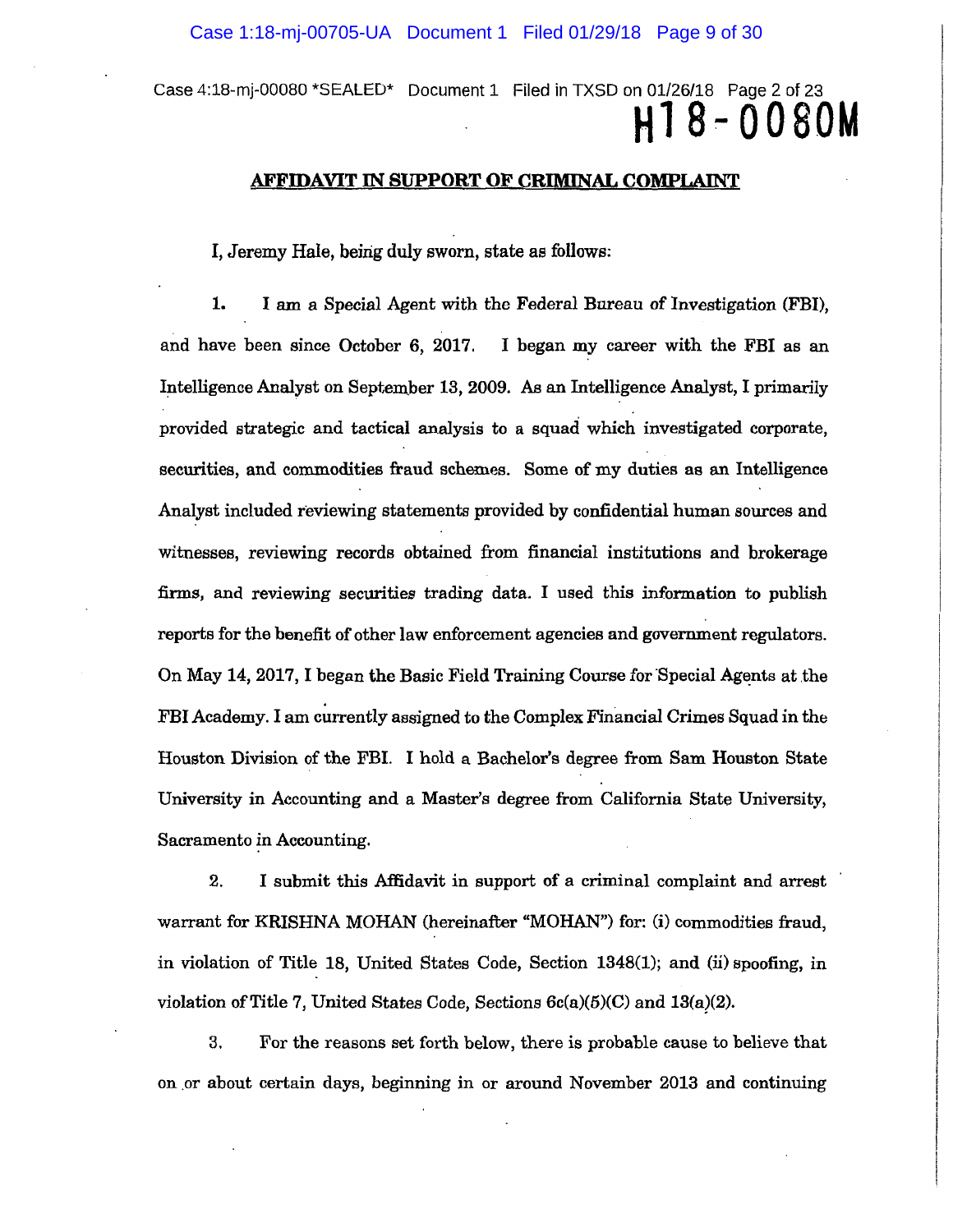## AFFIDAVIT IN SUPPORT OF CRIMINAL COMPLAINT

I, Jeremy Hale, being duly sworn, state as follows:

1. I am a Special Agent with the Federal Bureau of Investigation (FBI), and have been since October 6, 2017. I began my career with the FBI as an Intelligence Analyst on September 13, 2009. As an Intelligence Analyst, I primarily provided strategic and tactical analysis to a squad which investigated corporate, securities, and commodities fraud schemes. Some of my duties as an Intelligence Analyst included reviewing statements provided by confidential human sources and witnesses, reviewing records obtained from financial institutions and brokerage firms, and reviewing securities trading data. I used this information to publish reports for the benefit of other law enforcement agencies and government regulators. On May 14, 2017, I began the Basic Field Training Course for Special Agents at the FBI Academy. I am currently assigned to the Complex Financial Crimes Squad in the Houston Division of the FBI. I hold a Bachelor's degree from Sam Houston State University in Accounting and a Master's degree from California State University, Sacramento in Accounting.

2. I submit this Affidavit in support of a criminal complaint and arrest warrant for KRISHNA MOHAN (hereinafter "MOHAN") for: (i) commodities fraud, in violation of Title 18, United States Code, Section 1348(1); and (ii) spoofing, in violation of Title 7, United States Code, Sections 6c(a)(5)(C) and 13(a)(2).

3. For the reasons set forth below, there is probable cause to believe that on or about certain days, beginning in or around November 2013 and continuing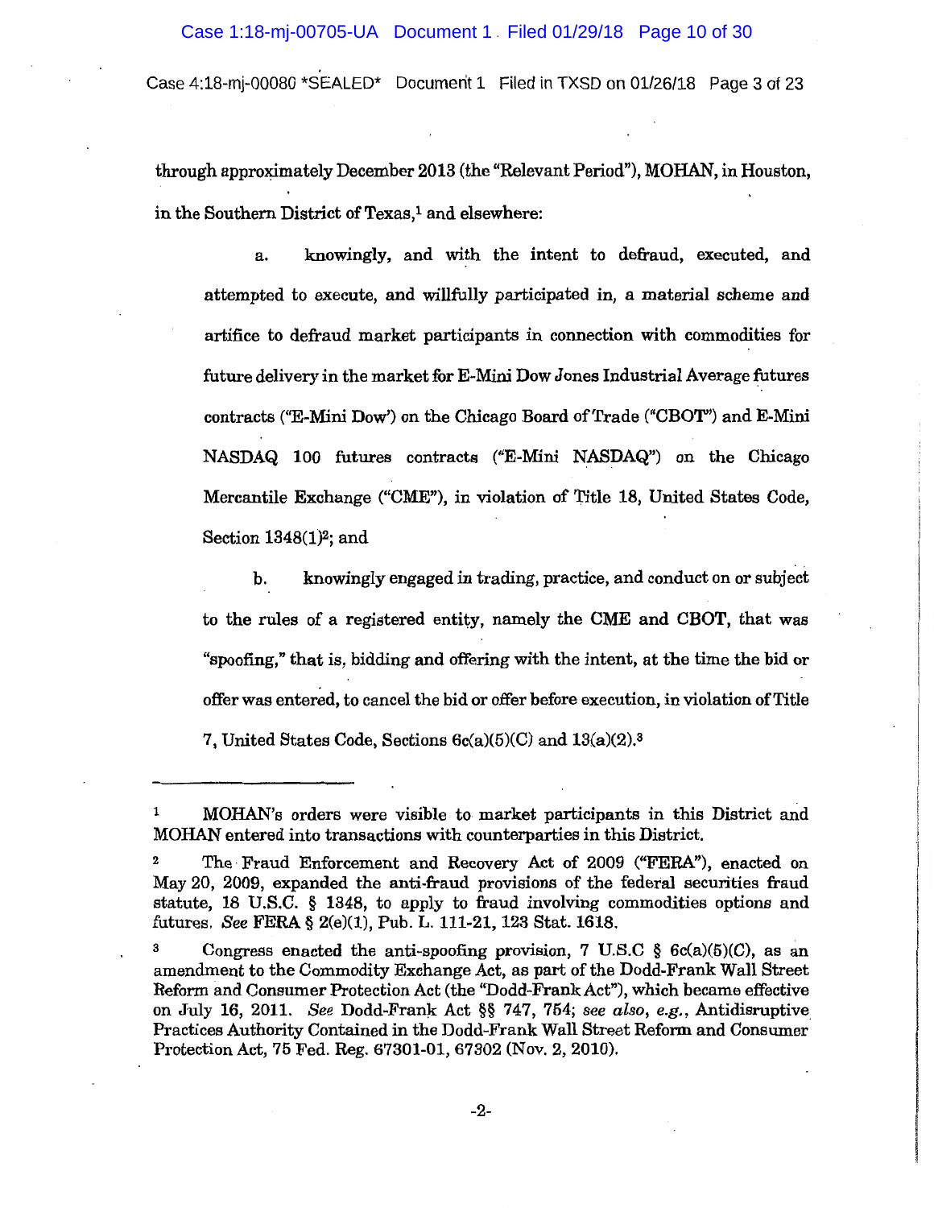through approximately December 2013 (the "Relevant Period"), MOHAN, in Houston, in the Southern District of Texas,[1] and elsewhere:

a. knowingly, and with the intent to defraud, executed, and attempted to execute, and willfully participated in, a material scheme and artifice to defraud market participants in connection with commodities for future delivery in the market for E-Mini Dow Jones Industrial Average futures contracts ("E-Mini Dow') on the Chicago Board of Trade ("CBOT") and E-Mini NASDAQ 100 futures contracts ("E-Mini NASDAQ") on the Chicago Mercantile Exchange ("CME"), in violation of Title 18, United States Code, Section 1348(1)[2]; and

b. knowingly engaged in trading, practice, and conduct on or subject to the rules of a registered entity, namely the CME and CBOT, that was "spoofing," that is, bidding and offering with the intent, at the time the bid or offer was entered, to cancel the bid or offer before execution, in violation of Title 7, United States Code, Sections 6c(a)(5)(C) and 13(a)(2).[3]

---

[1] MOHAN's orders were visible to market participants in this District and MOHAN entered into transactions with counterparties in this District.

[2] The Fraud Enforcement and Recovery Act of 2009 ("FERA"), enacted on May 20, 2009, expanded the anti-fraud provisions of the federal securities fraud statute, 18 U.S.C. § 1348, to apply to fraud involving commodities options and futures. *See* FERA § 2(e)(1), Pub. L. 111-21, 123 Stat. 1618.

[3] Congress enacted the anti-spoofing provision, 7 U.S.C § 6c(a)(5)(C), as an amendment to the Commodity Exchange Act, as part of the Dodd-Frank Wall Street Reform and Consumer Protection Act (the "Dodd-Frank Act"), which became effective on July 16, 2011. *See* Dodd-Frank Act §§ 747, 754; *see also, e.g.*, Antidisruptive Practices Authority Contained in the Dodd-Frank Wall Street Reform and Consumer Protection Act, 75 Fed. Reg. 67301-01, 67302 (Nov. 2, 2010).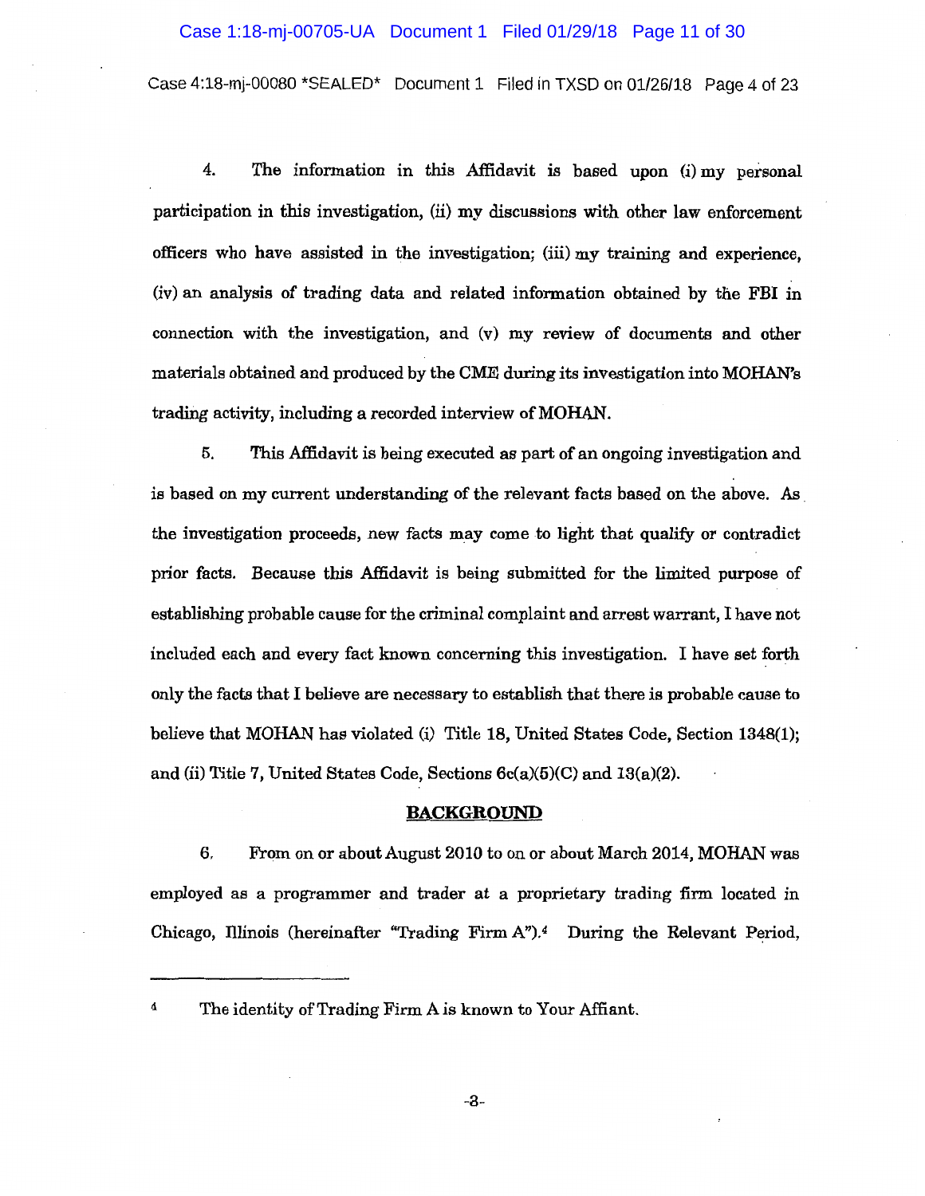4. The information in this Affidavit is based upon (i) my personal participation in this investigation, (ii) my discussions with other law enforcement officers who have assisted in the investigation; (iii) my training and experience, (iv) an analysis of trading data and related information obtained by the FBI in connection with the investigation, and (v) my review of documents and other materials obtained and produced by the CME during its investigation into MOHAN's trading activity, including a recorded interview of MOHAN.

5. This Affidavit is being executed as part of an ongoing investigation and is based on my current understanding of the relevant facts based on the above. As the investigation proceeds, new facts may come to light that qualify or contradict prior facts. Because this Affidavit is being submitted for the limited purpose of establishing probable cause for the criminal complaint and arrest warrant, I have not included each and every fact known concerning this investigation. I have set forth only the facts that I believe are necessary to establish that there is probable cause to believe that MOHAN has violated (i) Title 18, United States Code, Section 1348(1); and (ii) Title 7, United States Code, Sections 6c(a)(5)(C) and 13(a)(2).

## BACKGROUND

6. From on or about August 2010 to on or about March 2014, MOHAN was employed as a programmer and trader at a proprietary trading firm located in Chicago, Illinois (hereinafter "Trading Firm A").[4] During the Relevant Period,

[4] The identity of Trading Firm A is known to Your Affiant.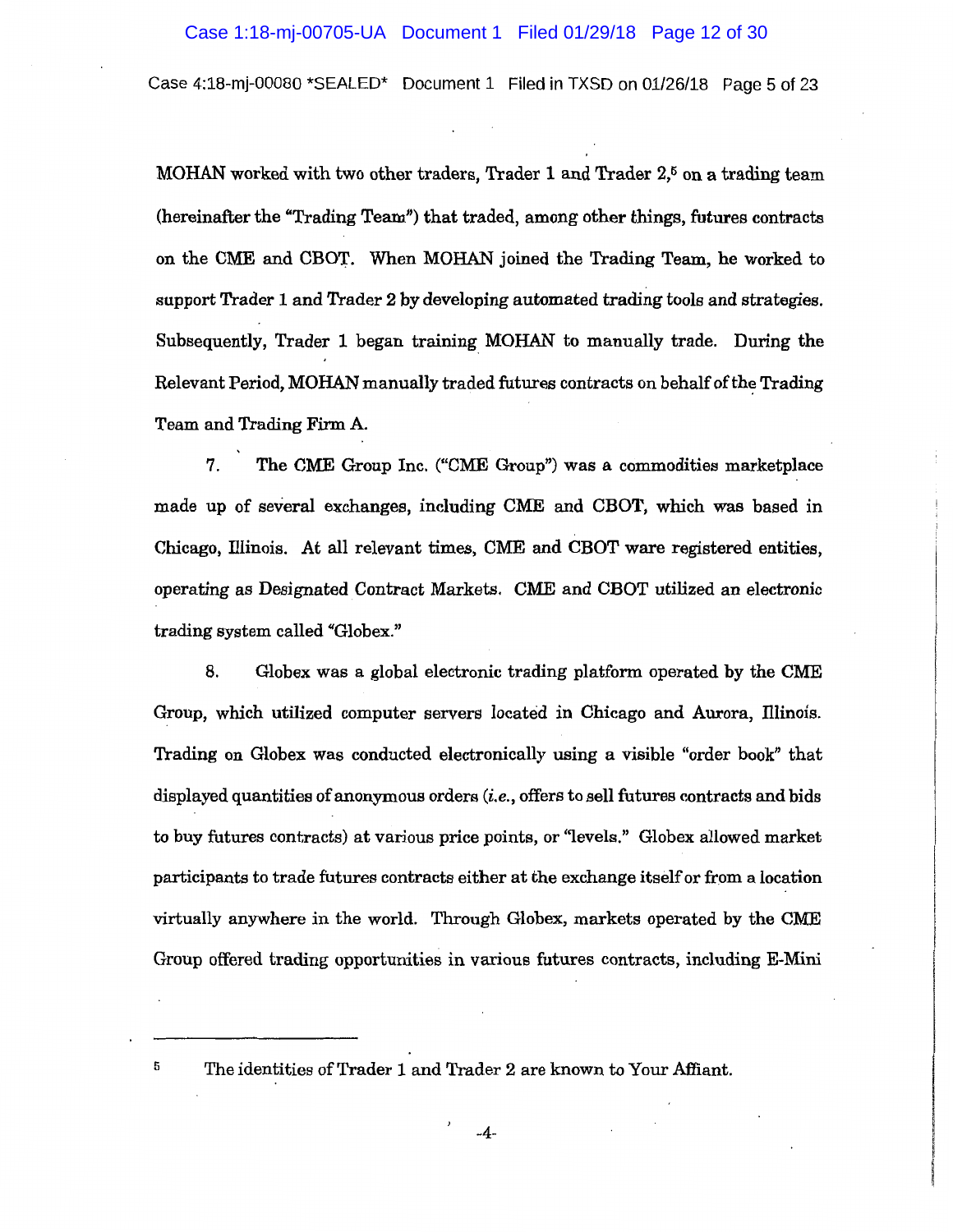MOHAN worked with two other traders, Trader 1 and Trader 2,[5] on a trading team (hereinafter the "Trading Team") that traded, among other things, futures contracts on the CME and CBOT. When MOHAN joined the Trading Team, he worked to support Trader 1 and Trader 2 by developing automated trading tools and strategies. Subsequently, Trader 1 began training MOHAN to manually trade. During the Relevant Period, MOHAN manually traded futures contracts on behalf of the Trading Team and Trading Firm A.

7. The CME Group Inc. ("CME Group") was a commodities marketplace made up of several exchanges, including CME and CBOT, which was based in Chicago, Illinois. At all relevant times, CME and CBOT ware registered entities, operating as Designated Contract Markets. CME and CBOT utilized an electronic trading system called "Globex."

8. Globex was a global electronic trading platform operated by the CME Group, which utilized computer servers located in Chicago and Aurora, Illinois. Trading on Globex was conducted electronically using a visible "order book" that displayed quantities of anonymous orders (*i.e.*, offers to sell futures contracts and bids to buy futures contracts) at various price points, or "levels." Globex allowed market participants to trade futures contracts either at the exchange itself or from a location virtually anywhere in the world. Through Globex, markets operated by the CME Group offered trading opportunities in various futures contracts, including E-Mini

---

[5] The identities of Trader 1 and Trader 2 are known to Your Affiant.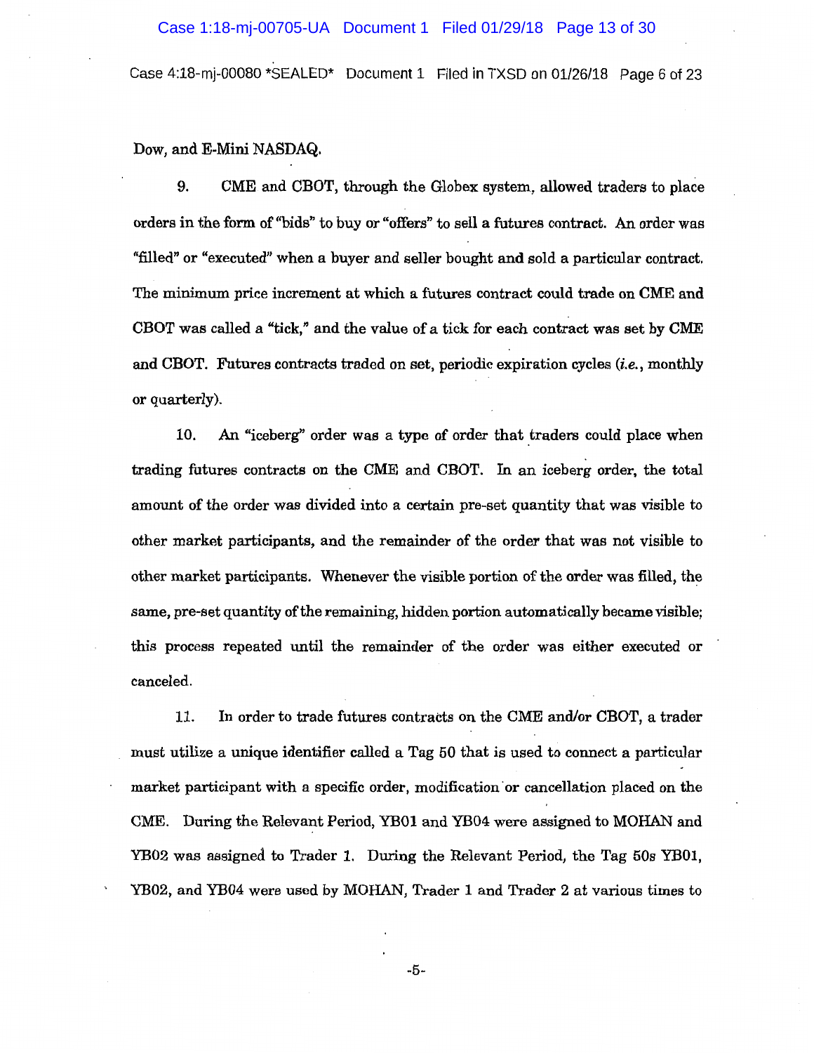Dow, and E-Mini NASDAQ.

9. CME and CBOT, through the Globex system, allowed traders to place orders in the form of "bids" to buy or "offers" to sell a futures contract. An order was "filled" or "executed" when a buyer and seller bought and sold a particular contract. The minimum price increment at which a futures contract could trade on CME and CBOT was called a "tick," and the value of a tick for each contract was set by CME and CBOT. Futures contracts traded on set, periodic expiration cycles (*i.e.*, monthly or quarterly).

10. An "iceberg" order was a type of order that traders could place when trading futures contracts on the CME and CBOT. In an iceberg order, the total amount of the order was divided into a certain pre-set quantity that was visible to other market participants, and the remainder of the order that was not visible to other market participants. Whenever the visible portion of the order was filled, the same, pre-set quantity of the remaining, hidden portion automatically became visible; this process repeated until the remainder of the order was either executed or canceled.

11. In order to trade futures contracts on the CME and/or CBOT, a trader must utilize a unique identifier called a Tag 50 that is used to connect a particular market participant with a specific order, modification or cancellation placed on the CME. During the Relevant Period, YB01 and YB04 were assigned to MOHAN and YB02 was assigned to Trader 1. During the Relevant Period, the Tag 50s YB01, YB02, and YB04 were used by MOHAN, Trader 1 and Trader 2 at various times to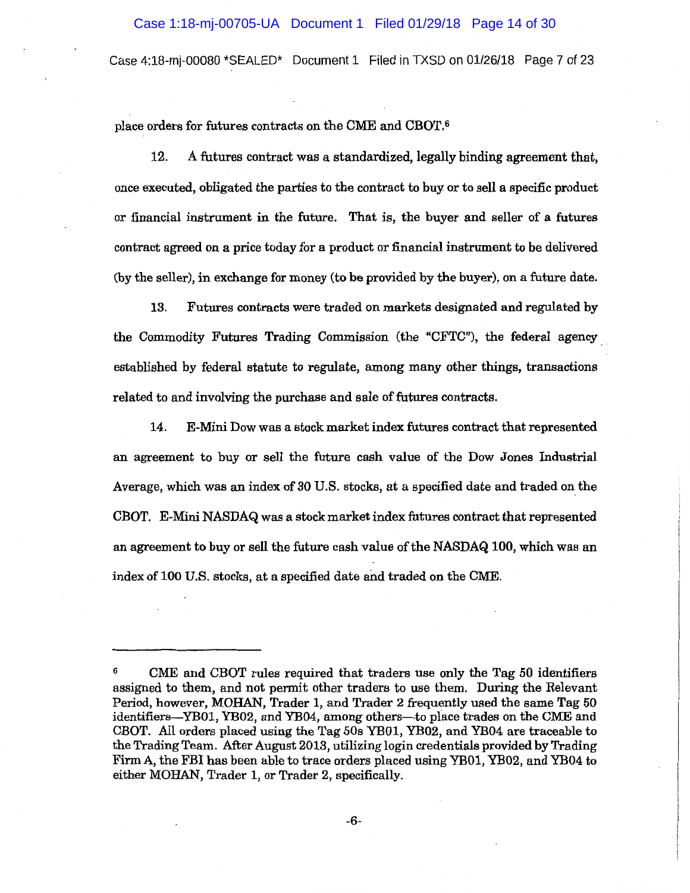place orders for futures contracts on the CME and CBOT.[6]

12. A futures contract was a standardized, legally binding agreement that, once executed, obligated the parties to the contract to buy or to sell a specific product or financial instrument in the future. That is, the buyer and seller of a futures contract agreed on a price today for a product or financial instrument to be delivered (by the seller), in exchange for money (to be provided by the buyer), on a future date.

13. Futures contracts were traded on markets designated and regulated by the Commodity Futures Trading Commission (the "CFTC"), the federal agency established by federal statute to regulate, among many other things, transactions related to and involving the purchase and sale of futures contracts.

14. E-Mini Dow was a stock market index futures contract that represented an agreement to buy or sell the future cash value of the Dow Jones Industrial Average, which was an index of 30 U.S. stocks, at a specified date and traded on the CBOT. E-Mini NASDAQ was a stock market index futures contract that represented an agreement to buy or sell the future cash value of the NASDAQ 100, which was an index of 100 U.S. stocks, at a specified date and traded on the CME.

---

[6] CME and CBOT rules required that traders use only the Tag 50 identifiers assigned to them, and not permit other traders to use them. During the Relevant Period, however, MOHAN, Trader 1, and Trader 2 frequently used the same Tag 50 identifiers—YB01, YB02, and YB04, among others—to place trades on the CME and CBOT. All orders placed using the Tag 50s YB01, YB02, and YB04 are traceable to the Trading Team. After August 2013, utilizing login credentials provided by Trading Firm A, the FBI has been able to trace orders placed using YB01, YB02, and YB04 to either MOHAN, Trader 1, or Trader 2, specifically.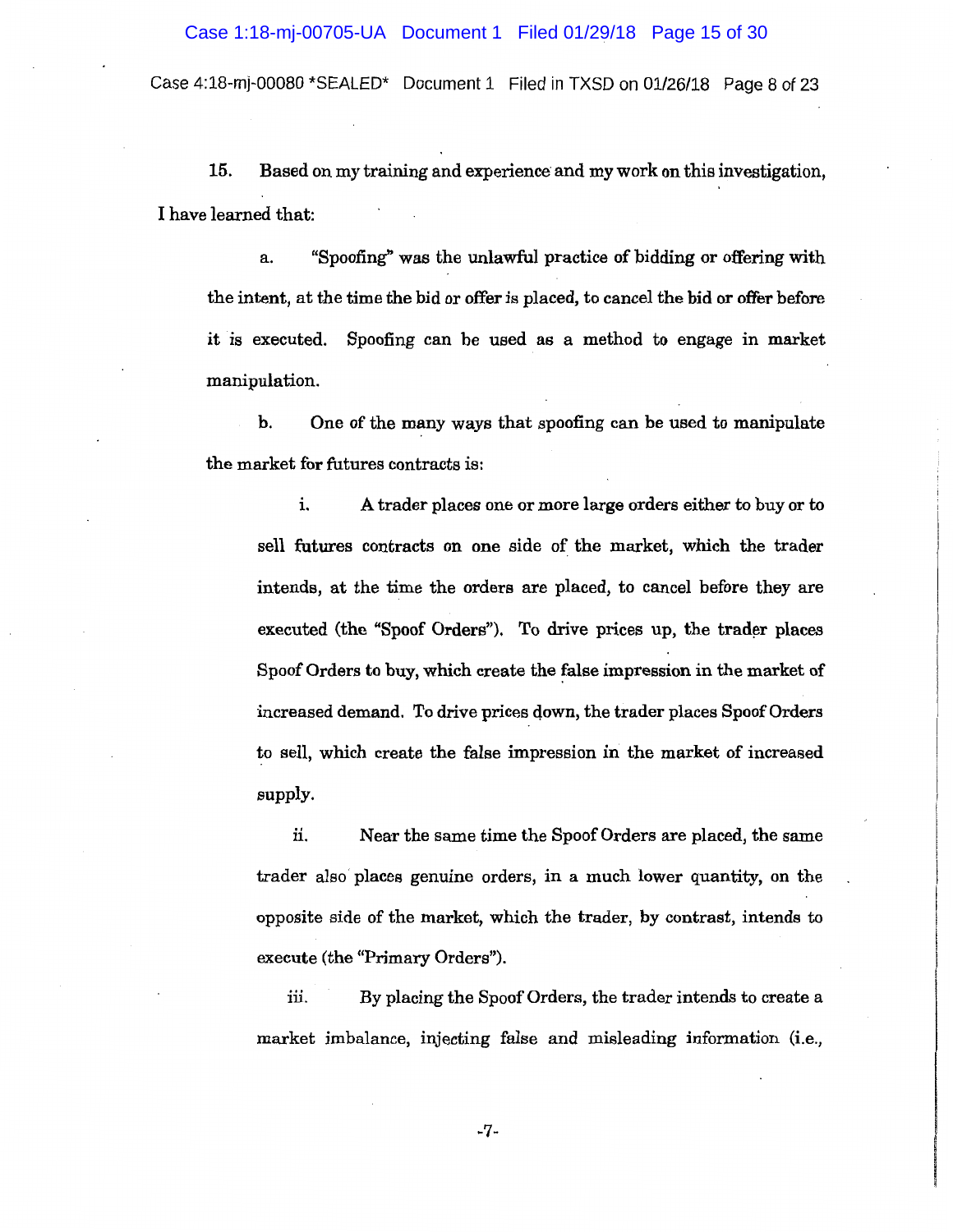15. Based on my training and experience and my work on this investigation, I have learned that:

a. "Spoofing" was the unlawful practice of bidding or offering with the intent, at the time the bid or offer is placed, to cancel the bid or offer before it is executed. Spoofing can be used as a method to engage in market manipulation.

b. One of the many ways that spoofing can be used to manipulate the market for futures contracts is:

i. A trader places one or more large orders either to buy or to sell futures contracts on one side of the market, which the trader intends, at the time the orders are placed, to cancel before they are executed (the "Spoof Orders"). To drive prices up, the trader places Spoof Orders to buy, which create the false impression in the market of increased demand. To drive prices down, the trader places Spoof Orders to sell, which create the false impression in the market of increased supply.

ii. Near the same time the Spoof Orders are placed, the same trader also places genuine orders, in a much lower quantity, on the opposite side of the market, which the trader, by contrast, intends to execute (the "Primary Orders").

iii. By placing the Spoof Orders, the trader intends to create a market imbalance, injecting false and misleading information (i.e.,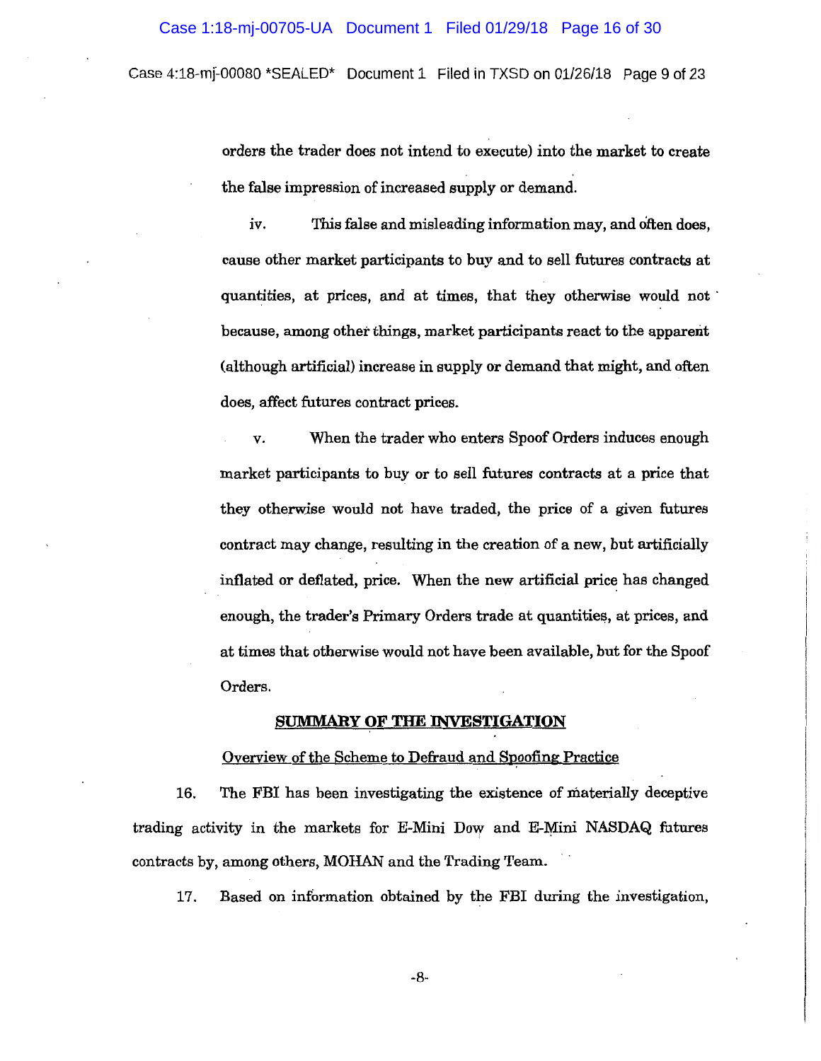orders the trader does not intend to execute) into the market to create the false impression of increased supply or demand.

iv. This false and misleading information may, and often does, cause other market participants to buy and to sell futures contracts at quantities, at prices, and at times, that they otherwise would not because, among other things, market participants react to the apparent (although artificial) increase in supply or demand that might, and often does, affect futures contract prices.

v. When the trader who enters Spoof Orders induces enough market participants to buy or to sell futures contracts at a price that they otherwise would not have traded, the price of a given futures contract may change, resulting in the creation of a new, but artificially inflated or deflated, price. When the new artificial price has changed enough, the trader's Primary Orders trade at quantities, at prices, and at times that otherwise would not have been available, but for the Spoof Orders.

## SUMMARY OF THE INVESTIGATION

### Overview of the Scheme to Defraud and Spoofing Practice

16. The FBI has been investigating the existence of materially deceptive trading activity in the markets for E-Mini Dow and E-Mini NASDAQ futures contracts by, among others, MOHAN and the Trading Team.

17. Based on information obtained by the FBI during the investigation,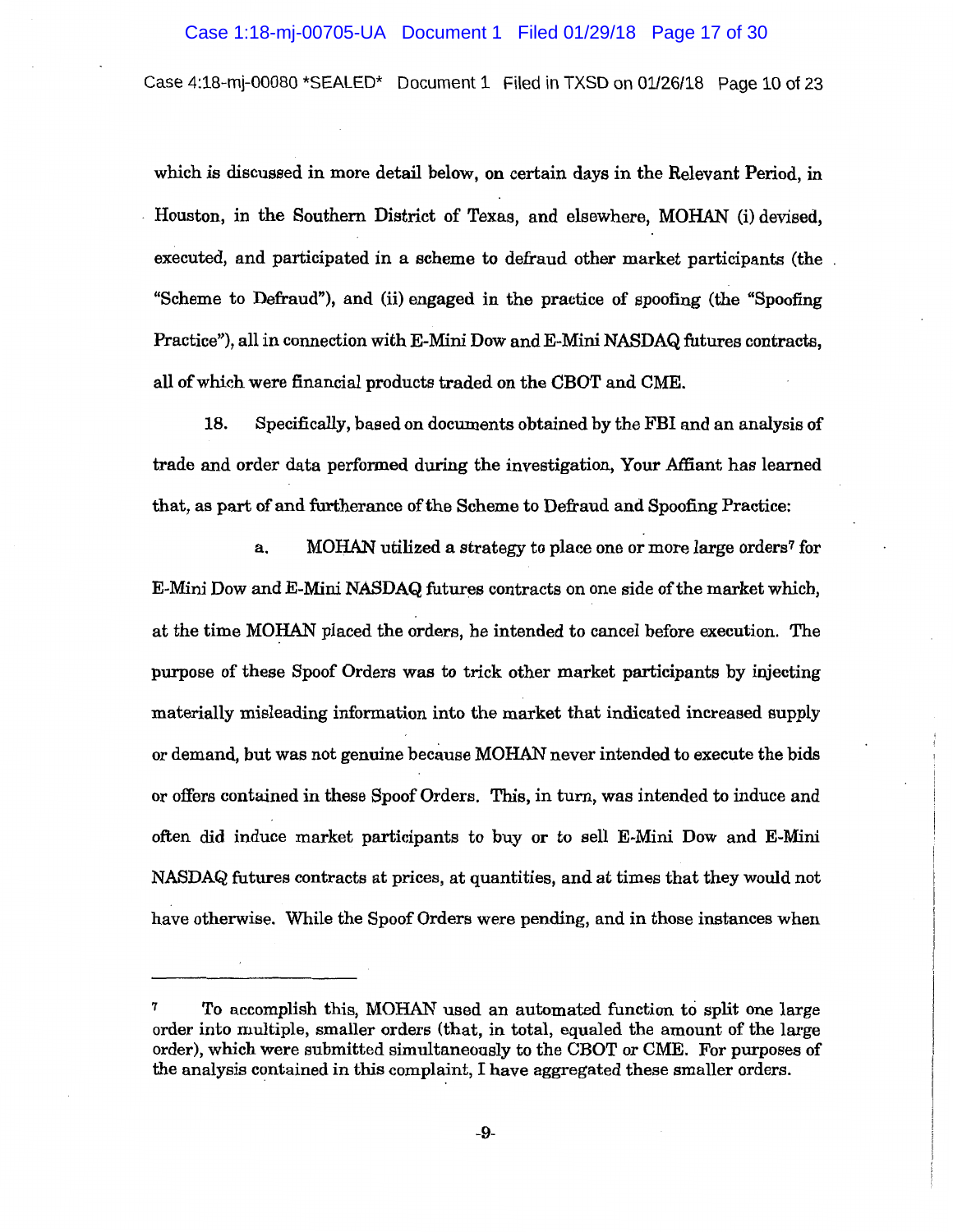which is discussed in more detail below, on certain days in the Relevant Period, in Houston, in the Southern District of Texas, and elsewhere, MOHAN (i) devised, executed, and participated in a scheme to defraud other market participants (the "Scheme to Defraud"), and (ii) engaged in the practice of spoofing (the "Spoofing Practice"), all in connection with E-Mini Dow and E-Mini NASDAQ futures contracts, all of which were financial products traded on the CBOT and CME.

18. Specifically, based on documents obtained by the FBI and an analysis of trade and order data performed during the investigation, Your Affiant has learned that, as part of and furtherance of the Scheme to Defraud and Spoofing Practice:

a. MOHAN utilized a strategy to place one or more large orders[7] for E-Mini Dow and E-Mini NASDAQ futures contracts on one side of the market which, at the time MOHAN placed the orders, he intended to cancel before execution. The purpose of these Spoof Orders was to trick other market participants by injecting materially misleading information into the market that indicated increased supply or demand, but was not genuine because MOHAN never intended to execute the bids or offers contained in these Spoof Orders. This, in turn, was intended to induce and often did induce market participants to buy or to sell E-Mini Dow and E-Mini NASDAQ futures contracts at prices, at quantities, and at times that they would not have otherwise. While the Spoof Orders were pending, and in those instances when

[7] To accomplish this, MOHAN used an automated function to split one large order into multiple, smaller orders (that, in total, equaled the amount of the large order), which were submitted simultaneously to the CBOT or CME. For purposes of the analysis contained in this complaint, I have aggregated these smaller orders.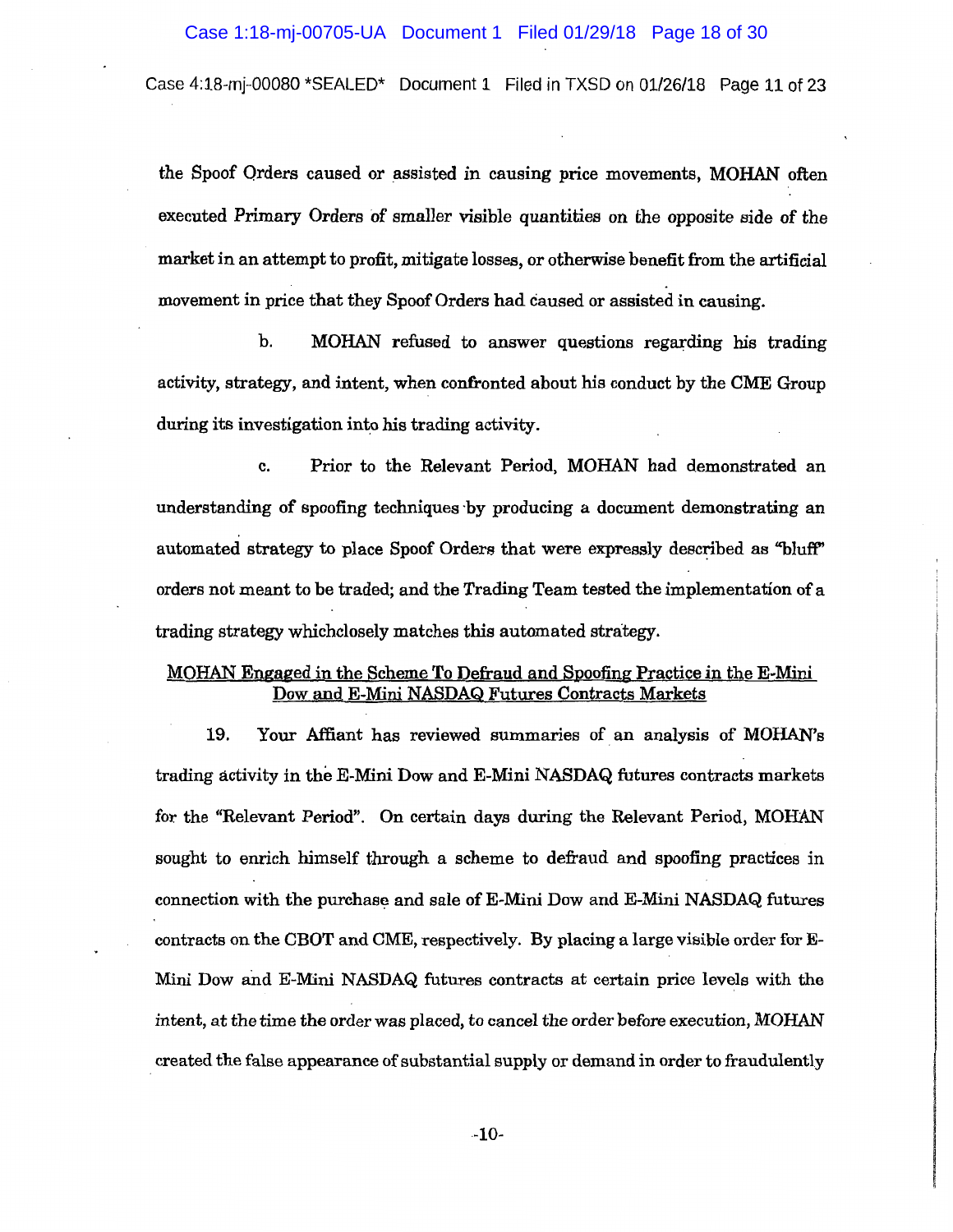the Spoof Orders caused or assisted in causing price movements, MOHAN often executed Primary Orders of smaller visible quantities on the opposite side of the market in an attempt to profit, mitigate losses, or otherwise benefit from the artificial movement in price that they Spoof Orders had caused or assisted in causing.

b. MOHAN refused to answer questions regarding his trading activity, strategy, and intent, when confronted about his conduct by the CME Group during its investigation into his trading activity.

c. Prior to the Relevant Period, MOHAN had demonstrated an understanding of spoofing techniques by producing a document demonstrating an automated strategy to place Spoof Orders that were expressly described as "bluff" orders not meant to be traded; and the Trading Team tested the implementation of a trading strategy whichclosely matches this automated strategy.

<u>MOHAN Engaged in the Scheme To Defraud and Spoofing Practice in the E-Mini Dow and E-Mini NASDAQ Futures Contracts Markets</u>

19. Your Affiant has reviewed summaries of an analysis of MOHAN's trading activity in the E-Mini Dow and E-Mini NASDAQ futures contracts markets for the "Relevant Period". On certain days during the Relevant Period, MOHAN sought to enrich himself through a scheme to defraud and spoofing practices in connection with the purchase and sale of E-Mini Dow and E-Mini NASDAQ futures contracts on the CBOT and CME, respectively. By placing a large visible order for E-Mini Dow and E-Mini NASDAQ futures contracts at certain price levels with the intent, at the time the order was placed, to cancel the order before execution, MOHAN created the false appearance of substantial supply or demand in order to fraudulently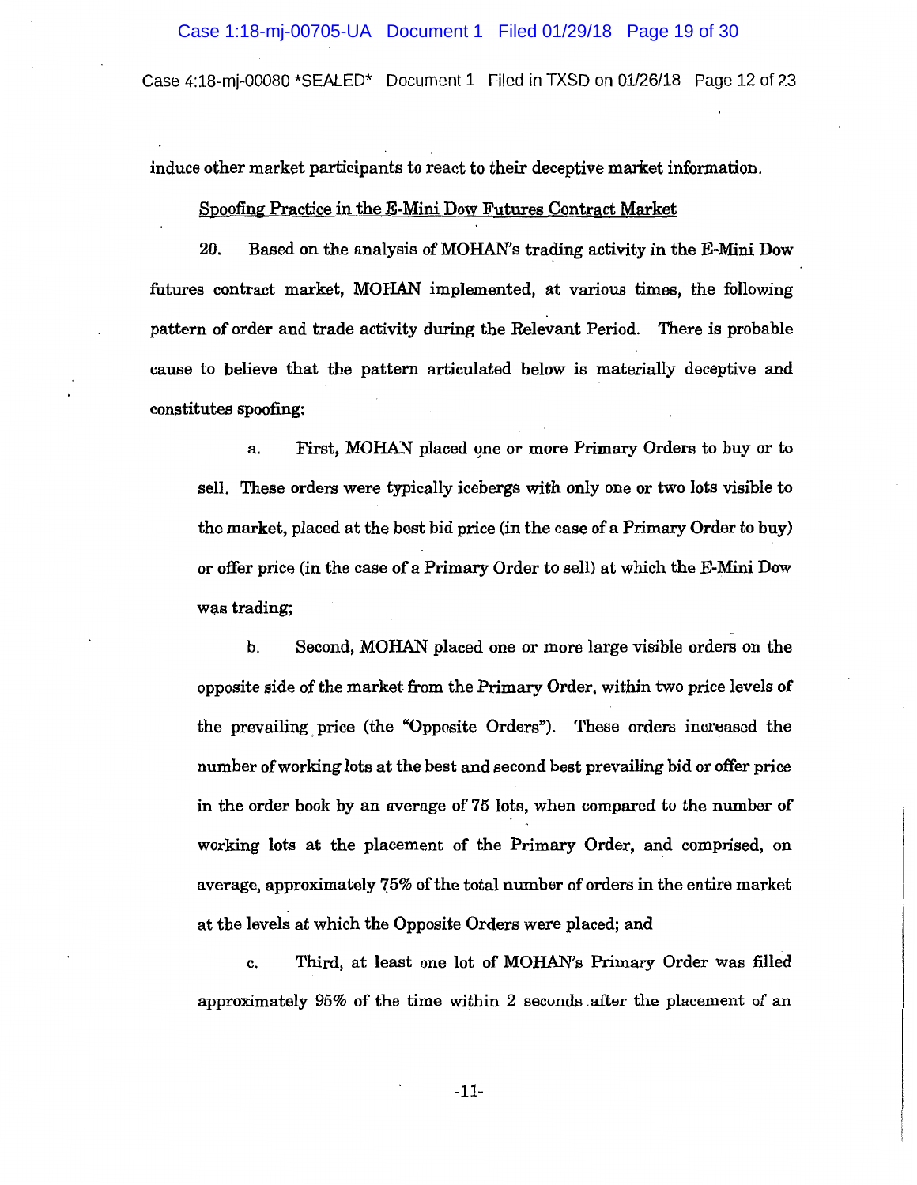induce other market participants to react to their deceptive market information.

Spoofing Practice in the E-Mini Dow Futures Contract Market

20. Based on the analysis of MOHAN's trading activity in the E-Mini Dow futures contract market, MOHAN implemented, at various times, the following pattern of order and trade activity during the Relevant Period. There is probable cause to believe that the pattern articulated below is materially deceptive and constitutes spoofing:

a. First, MOHAN placed one or more Primary Orders to buy or to sell. These orders were typically icebergs with only one or two lots visible to the market, placed at the best bid price (in the case of a Primary Order to buy) or offer price (in the case of a Primary Order to sell) at which the E-Mini Dow was trading;

b. Second, MOHAN placed one or more large visible orders on the opposite side of the market from the Primary Order, within two price levels of the prevailing price (the "Opposite Orders"). These orders increased the number of working lots at the best and second best prevailing bid or offer price in the order book by an average of 75 lots, when compared to the number of working lots at the placement of the Primary Order, and comprised, on average, approximately 75% of the total number of orders in the entire market at the levels at which the Opposite Orders were placed; and

c. Third, at least one lot of MOHAN's Primary Order was filled approximately 95% of the time within 2 seconds after the placement of an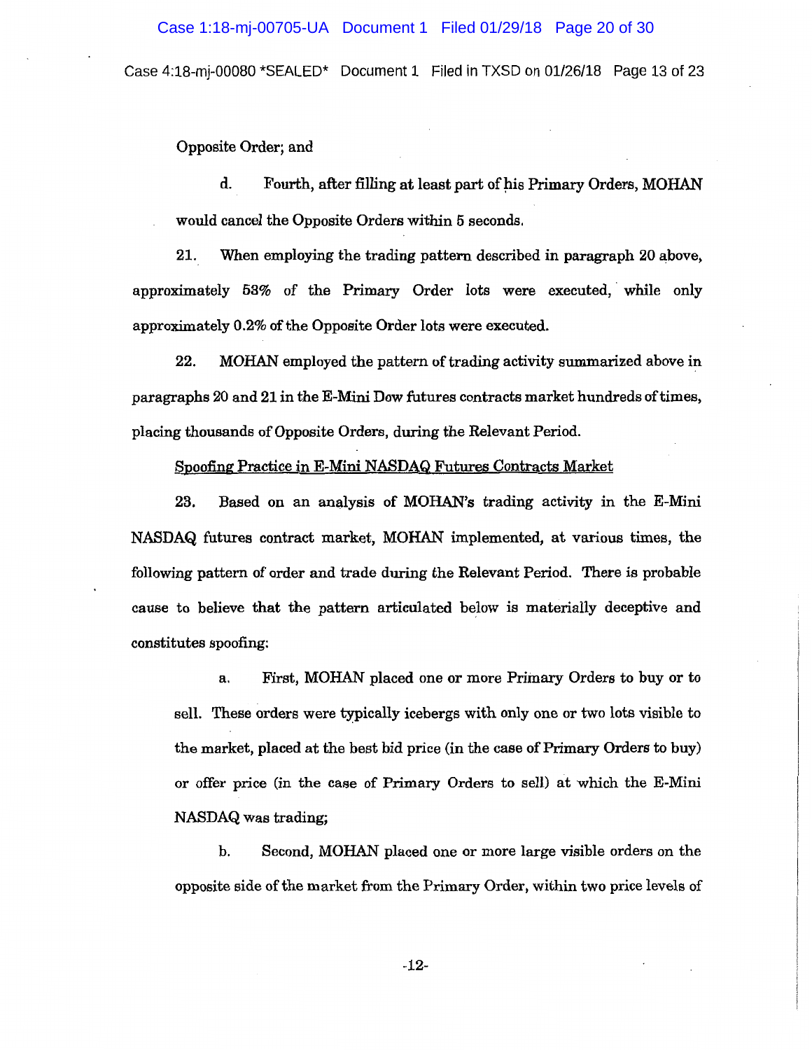Opposite Order; and

d. Fourth, after filling at least part of his Primary Orders, MOHAN would cancel the Opposite Orders within 5 seconds.

21. When employing the trading pattern described in paragraph 20 above, approximately 53% of the Primary Order lots were executed, while only approximately 0.2% of the Opposite Order lots were executed.

22. MOHAN employed the pattern of trading activity summarized above in paragraphs 20 and 21 in the E-Mini Dow futures contracts market hundreds of times, placing thousands of Opposite Orders, during the Relevant Period.

Spoofing Practice in E-Mini NASDAQ Futures Contracts Market

23. Based on an analysis of MOHAN's trading activity in the E-Mini NASDAQ futures contract market, MOHAN implemented, at various times, the following pattern of order and trade during the Relevant Period. There is probable cause to believe that the pattern articulated below is materially deceptive and constitutes spoofing:

a. First, MOHAN placed one or more Primary Orders to buy or to sell. These orders were typically icebergs with only one or two lots visible to the market, placed at the best bid price (in the case of Primary Orders to buy) or offer price (in the case of Primary Orders to sell) at which the E-Mini NASDAQ was trading;

b. Second, MOHAN placed one or more large visible orders on the opposite side of the market from the Primary Order, within two price levels of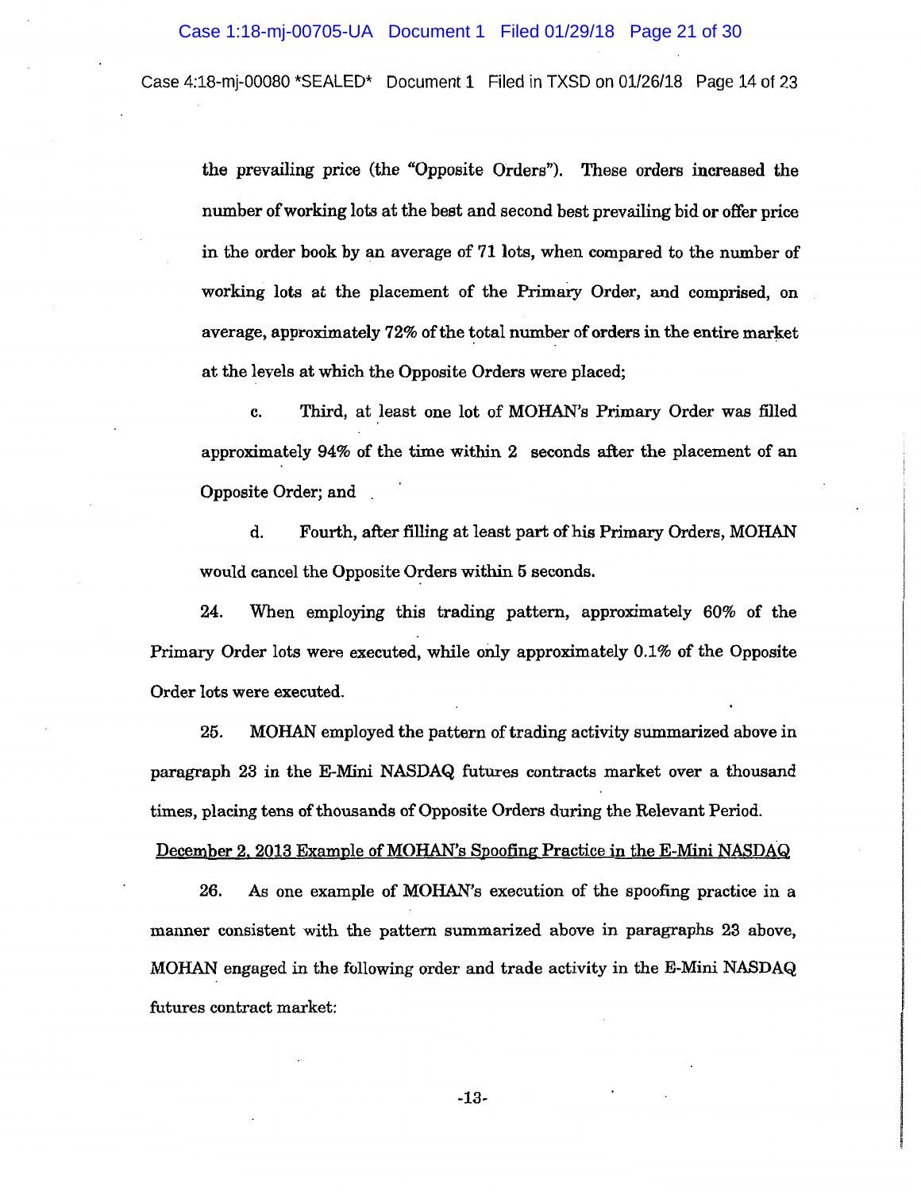the prevailing price (the "Opposite Orders"). These orders increased the number of working lots at the best and second best prevailing bid or offer price in the order book by an average of 71 lots, when compared to the number of working lots at the placement of the Primary Order, and comprised, on average, approximately 72% of the total number of orders in the entire market at the levels at which the Opposite Orders were placed;

c. Third, at least one lot of MOHAN's Primary Order was filled approximately 94% of the time within 2 seconds after the placement of an Opposite Order; and

d. Fourth, after filling at least part of his Primary Orders, MOHAN would cancel the Opposite Orders within 5 seconds.

24. When employing this trading pattern, approximately 60% of the Primary Order lots were executed, while only approximately 0.1% of the Opposite Order lots were executed.

25. MOHAN employed the pattern of trading activity summarized above in paragraph 23 in the E-Mini NASDAQ futures contracts market over a thousand times, placing tens of thousands of Opposite Orders during the Relevant Period.

December 2, 2013 Example of MOHAN's Spoofing Practice in the E-Mini NASDAQ

26. As one example of MOHAN's execution of the spoofing practice in a manner consistent with the pattern summarized above in paragraphs 23 above, MOHAN engaged in the following order and trade activity in the E-Mini NASDAQ futures contract market: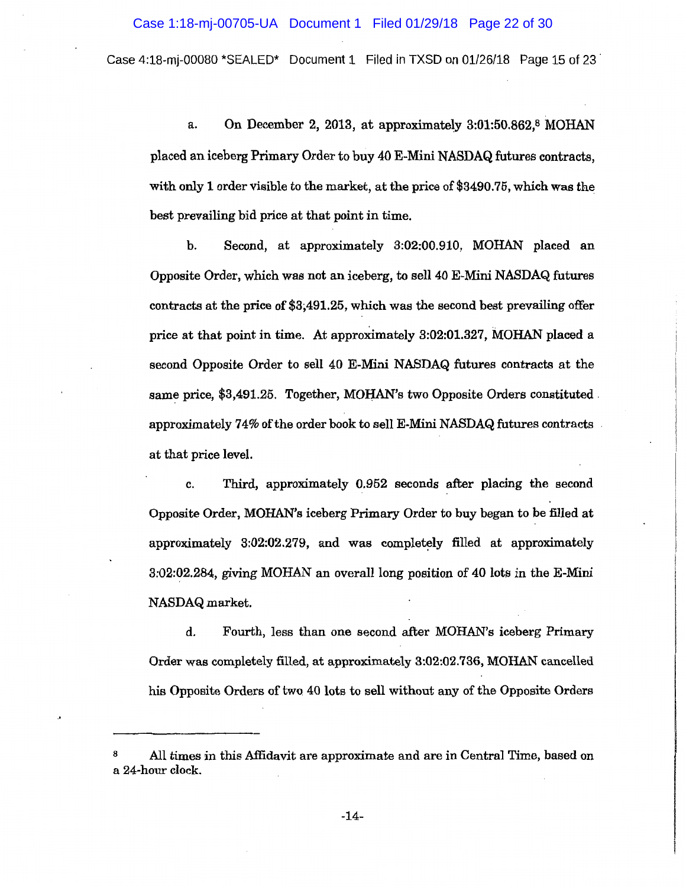a. On December 2, 2013, at approximately 3:01:50.862,[8] MOHAN placed an iceberg Primary Order to buy 40 E-Mini NASDAQ futures contracts, with only 1 order visible to the market, at the price of $3490.75, which was the best prevailing bid price at that point in time.

b. Second, at approximately 3:02:00.910, MOHAN placed an Opposite Order, which was not an iceberg, to sell 40 E-Mini NASDAQ futures contracts at the price of $3,491.25, which was the second best prevailing offer price at that point in time. At approximately 3:02:01.327, MOHAN placed a second Opposite Order to sell 40 E-Mini NASDAQ futures contracts at the same price, $3,491.25. Together, MOHAN's two Opposite Orders constituted approximately 74% of the order book to sell E-Mini NASDAQ futures contracts at that price level.

c. Third, approximately 0.952 seconds after placing the second Opposite Order, MOHAN's iceberg Primary Order to buy began to be filled at approximately 3:02:02.279, and was completely filled at approximately 3:02:02.284, giving MOHAN an overall long position of 40 lots in the E-Mini NASDAQ market.

d. Fourth, less than one second after MOHAN's iceberg Primary Order was completely filled, at approximately 3:02:02.736, MOHAN cancelled his Opposite Orders of two 40 lots to sell without any of the Opposite Orders

---

[8] All times in this Affidavit are approximate and are in Central Time, based on a 24-hour clock.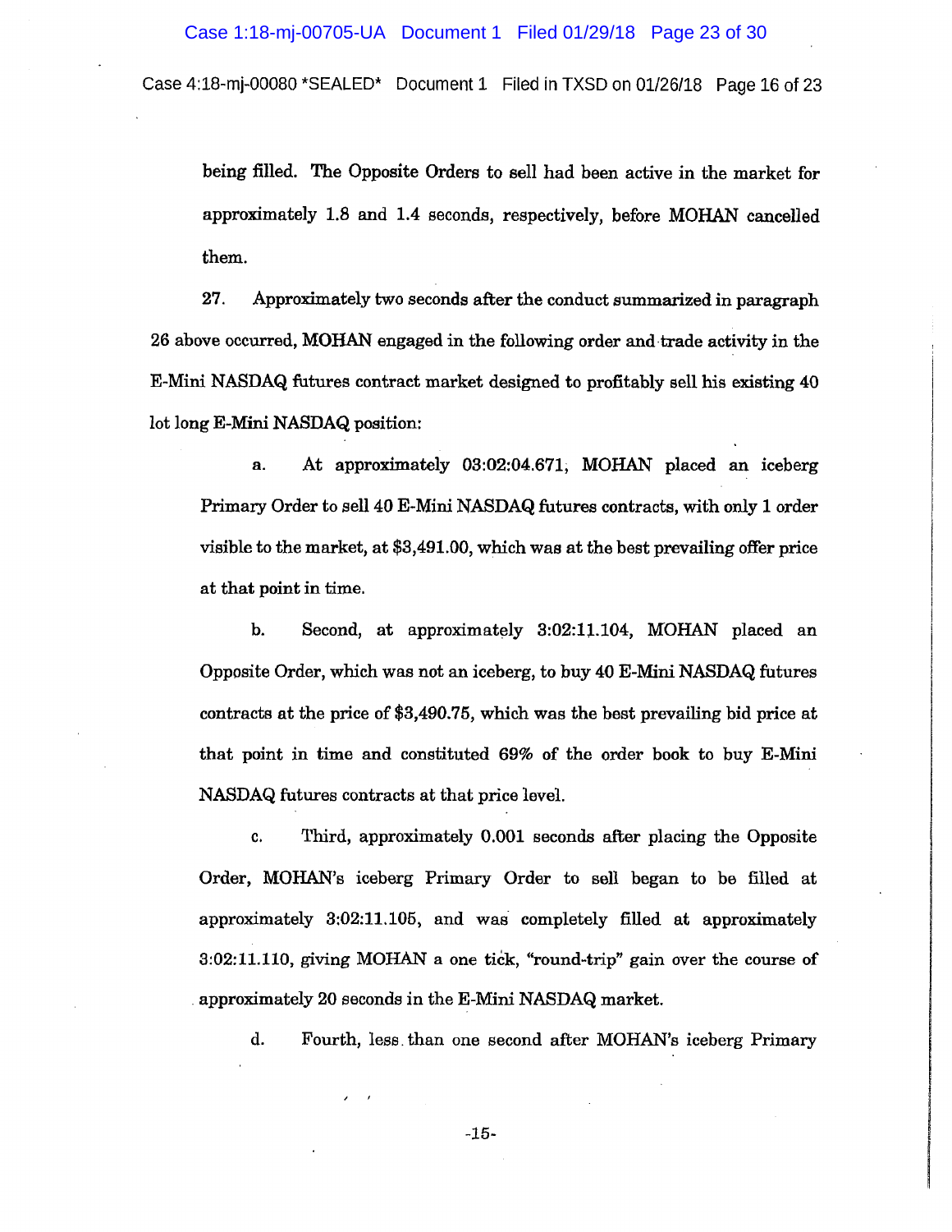being filled. The Opposite Orders to sell had been active in the market for approximately 1.8 and 1.4 seconds, respectively, before MOHAN cancelled them.

27. Approximately two seconds after the conduct summarized in paragraph 26 above occurred, MOHAN engaged in the following order and trade activity in the E-Mini NASDAQ futures contract market designed to profitably sell his existing 40 lot long E-Mini NASDAQ position:

a. At approximately 03:02:04.671, MOHAN placed an iceberg Primary Order to sell 40 E-Mini NASDAQ futures contracts, with only 1 order visible to the market, at $3,491.00, which was at the best prevailing offer price at that point in time.

b. Second, at approximately 3:02:11.104, MOHAN placed an Opposite Order, which was not an iceberg, to buy 40 E-Mini NASDAQ futures contracts at the price of $3,490.75, which was the best prevailing bid price at that point in time and constituted 69% of the order book to buy E-Mini NASDAQ futures contracts at that price level.

c. Third, approximately 0.001 seconds after placing the Opposite Order, MOHAN's iceberg Primary Order to sell began to be filled at approximately 3:02:11.105, and was completely filled at approximately 3:02:11.110, giving MOHAN a one tick, "round-trip" gain over the course of approximately 20 seconds in the E-Mini NASDAQ market.

d. Fourth, less than one second after MOHAN's iceberg Primary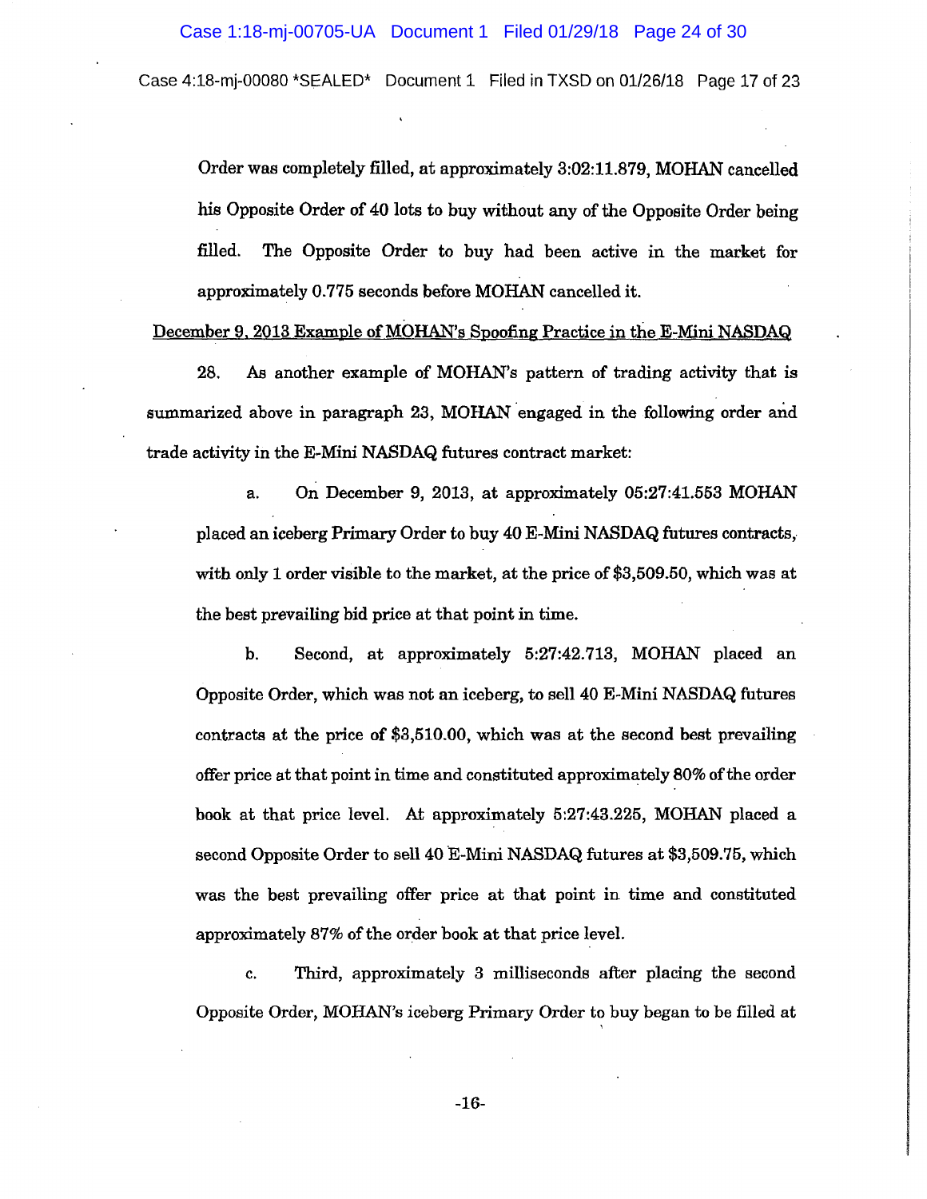Order was completely filled, at approximately 3:02:11.879, MOHAN cancelled his Opposite Order of 40 lots to buy without any of the Opposite Order being filled. The Opposite Order to buy had been active in the market for approximately 0.775 seconds before MOHAN cancelled it.

<u>December 9, 2013 Example of MOHAN's Spoofing Practice in the E-Mini NASDAQ</u>

28. As another example of MOHAN's pattern of trading activity that is summarized above in paragraph 23, MOHAN engaged in the following order and trade activity in the E-Mini NASDAQ futures contract market:

a. On December 9, 2013, at approximately 05:27:41.553 MOHAN placed an iceberg Primary Order to buy 40 E-Mini NASDAQ futures contracts, with only 1 order visible to the market, at the price of $3,509.50, which was at the best prevailing bid price at that point in time.

b. Second, at approximately 5:27:42.713, MOHAN placed an Opposite Order, which was not an iceberg, to sell 40 E-Mini NASDAQ futures contracts at the price of $3,510.00, which was at the second best prevailing offer price at that point in time and constituted approximately 80% of the order book at that price level. At approximately 5:27:43.225, MOHAN placed a second Opposite Order to sell 40 E-Mini NASDAQ futures at $3,509.75, which was the best prevailing offer price at that point in time and constituted approximately 87% of the order book at that price level.

c. Third, approximately 3 milliseconds after placing the second Opposite Order, MOHAN's iceberg Primary Order to buy began to be filled at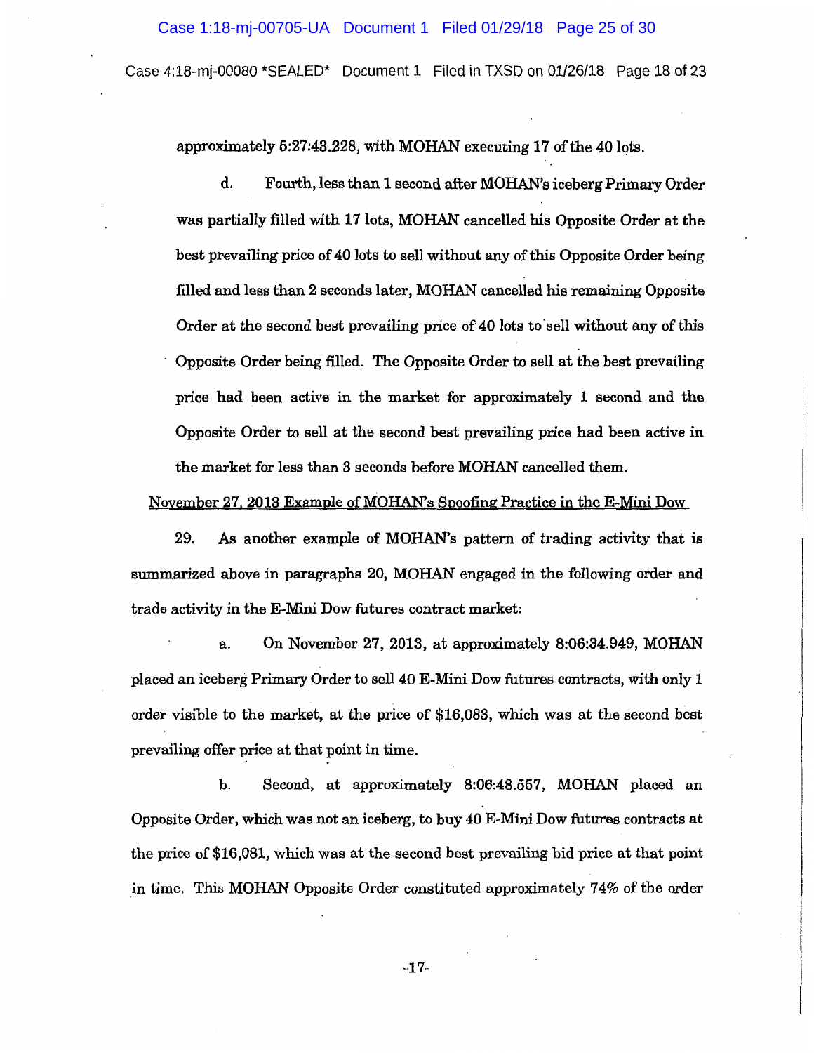approximately 5:27:43.228, with MOHAN executing 17 of the 40 lots.

d. Fourth, less than 1 second after MOHAN's iceberg Primary Order was partially filled with 17 lots, MOHAN cancelled his Opposite Order at the best prevailing price of 40 lots to sell without any of this Opposite Order being filled and less than 2 seconds later, MOHAN cancelled his remaining Opposite Order at the second best prevailing price of 40 lots to sell without any of this Opposite Order being filled. The Opposite Order to sell at the best prevailing price had been active in the market for approximately 1 second and the Opposite Order to sell at the second best prevailing price had been active in the market for less than 3 seconds before MOHAN cancelled them.

November 27, 2013 Example of MOHAN's Spoofing Practice in the E-Mini Dow

29. As another example of MOHAN's pattern of trading activity that is summarized above in paragraphs 20, MOHAN engaged in the following order and trade activity in the E-Mini Dow futures contract market:

a. On November 27, 2013, at approximately 8:06:34.949, MOHAN placed an iceberg Primary Order to sell 40 E-Mini Dow futures contracts, with only 1 order visible to the market, at the price of $16,083, which was at the second best prevailing offer price at that point in time.

b. Second, at approximately 8:06:48.557, MOHAN placed an Opposite Order, which was not an iceberg, to buy 40 E-Mini Dow futures contracts at the price of $16,081, which was at the second best prevailing bid price at that point in time. This MOHAN Opposite Order constituted approximately 74% of the order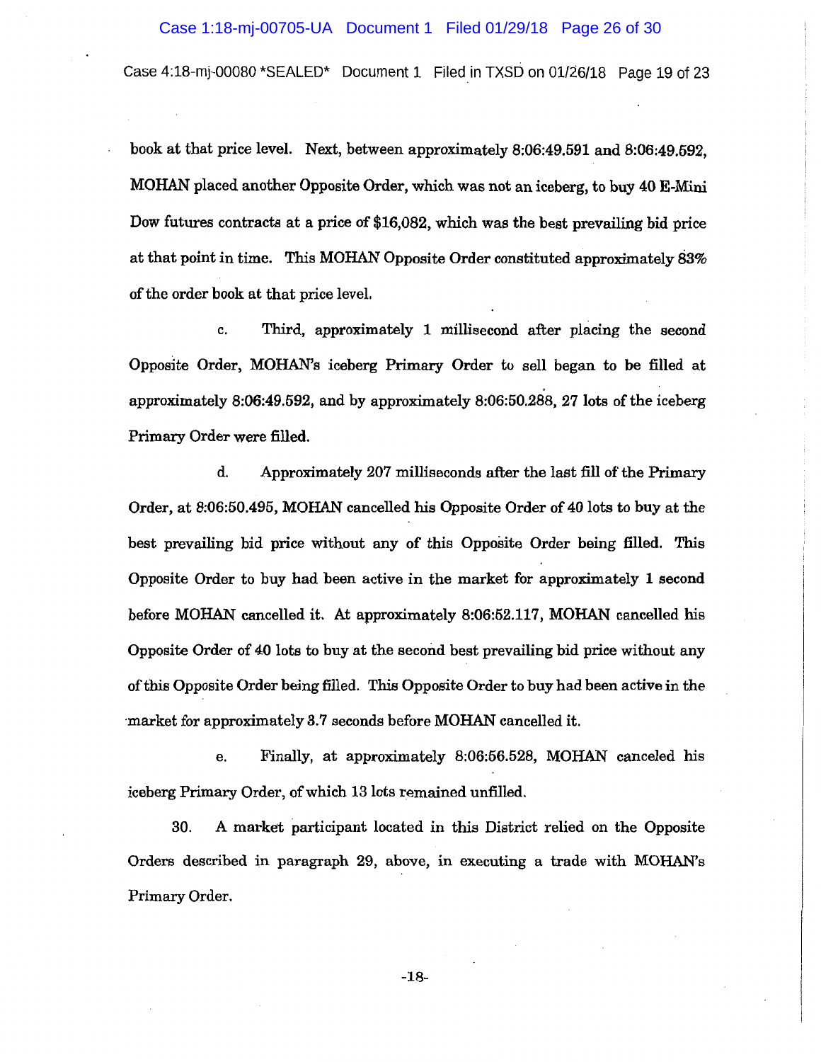book at that price level. Next, between approximately 8:06:49.591 and 8:06:49.592, MOHAN placed another Opposite Order, which was not an iceberg, to buy 40 E-Mini Dow futures contracts at a price of $16,082, which was the best prevailing bid price at that point in time. This MOHAN Opposite Order constituted approximately 83% of the order book at that price level.

c. Third, approximately 1 millisecond after placing the second Opposite Order, MOHAN's iceberg Primary Order to sell began to be filled at approximately 8:06:49.592, and by approximately 8:06:50.288, 27 lots of the iceberg Primary Order were filled.

d. Approximately 207 milliseconds after the last fill of the Primary Order, at 8:06:50.495, MOHAN cancelled his Opposite Order of 40 lots to buy at the best prevailing bid price without any of this Opposite Order being filled. This Opposite Order to buy had been active in the market for approximately 1 second before MOHAN cancelled it. At approximately 8:06:52.117, MOHAN cancelled his Opposite Order of 40 lots to buy at the second best prevailing bid price without any of this Opposite Order being filled. This Opposite Order to buy had been active in the market for approximately 3.7 seconds before MOHAN cancelled it.

e. Finally, at approximately 8:06:56.528, MOHAN canceled his iceberg Primary Order, of which 13 lots remained unfilled.

30. A market participant located in this District relied on the Opposite Orders described in paragraph 29, above, in executing a trade with MOHAN's Primary Order.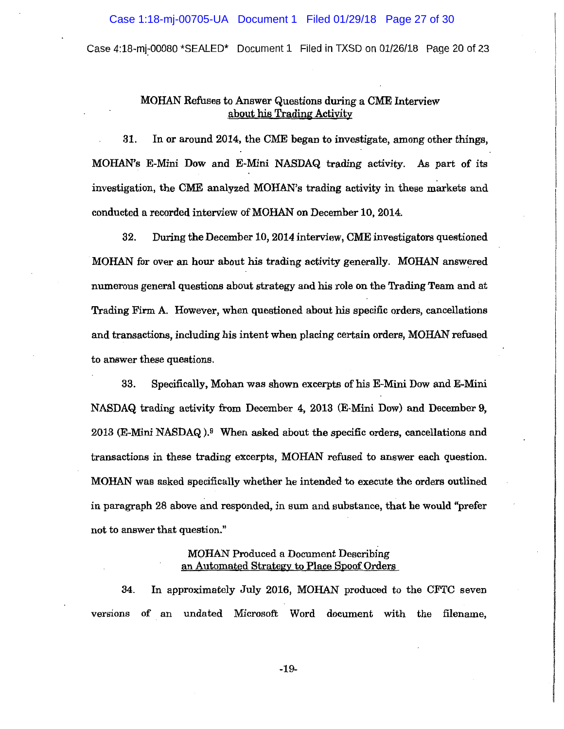## MOHAN Refuses to Answer Questions during a CME Interview about his Trading Activity

31. In or around 2014, the CME began to investigate, among other things, MOHAN's E-Mini Dow and E-Mini NASDAQ trading activity. As part of its investigation, the CME analyzed MOHAN's trading activity in these markets and conducted a recorded interview of MOHAN on December 10, 2014.

32. During the December 10, 2014 interview, CME investigators questioned MOHAN for over an hour about his trading activity generally. MOHAN answered numerous general questions about strategy and his role on the Trading Team and at Trading Firm A. However, when questioned about his specific orders, cancellations and transactions, including his intent when placing certain orders, MOHAN refused to answer these questions.

33. Specifically, Mohan was shown excerpts of his E-Mini Dow and E-Mini NASDAQ trading activity from December 4, 2013 (E-Mini Dow) and December 9, 2013 (E-Mini NASDAQ ).[9] When asked about the specific orders, cancellations and transactions in these trading excerpts, MOHAN refused to answer each question. MOHAN was asked specifically whether he intended to execute the orders outlined in paragraph 28 above and responded, in sum and substance, that he would "prefer not to answer that question."

## MOHAN Produced a Document Describing an Automated Strategy to Place Spoof Orders

34. In approximately July 2016, MOHAN produced to the CFTC seven versions of an undated Microsoft Word document with the filename,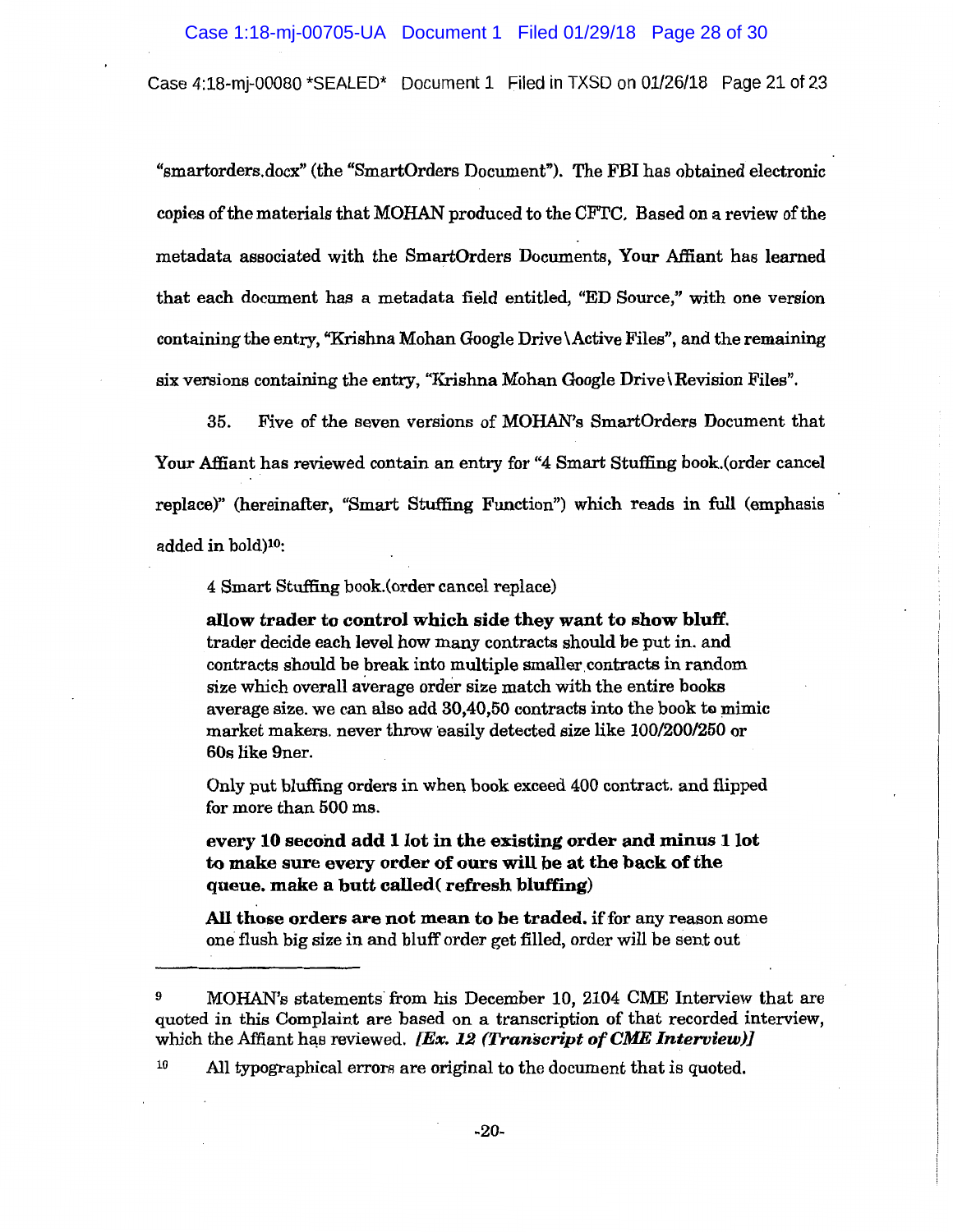"smartorders.docx" (the "SmartOrders Document"). The FBI has obtained electronic copies of the materials that MOHAN produced to the CFTC. Based on a review of the metadata associated with the SmartOrders Documents, Your Affiant has learned that each document has a metadata field entitled, "ED Source," with one version containing the entry, "Krishna Mohan Google Drive\Active Files", and the remaining six versions containing the entry, "Krishna Mohan Google Drive\Revision Files".

35. Five of the seven versions of MOHAN's SmartOrders Document that Your Affiant has reviewed contain an entry for "4 Smart Stuffing book.(order cancel replace)" (hereinafter, "Smart Stuffing Function") which reads in full (emphasis added in bold)[10]:

> 4 Smart Stuffing book.(order cancel replace)
>
> **allow trader to control which side they want to show bluff.** trader decide each level how many contracts should be put in. and contracts should be break into multiple smaller contracts in random size which overall average order size match with the entire books average size. we can also add 30,40,50 contracts into the book to mimic market makers. never throw easily detected size like 100/200/250 or 60s like 9ner.
>
> Only put bluffing orders in when book exceed 400 contract. and flipped for more than 500 ms.
>
> **every 10 second add 1 lot in the existing order and minus 1 lot to make sure every order of ours will be at the back of the queue. make a butt called( refresh bluffing)**
>
> **All those orders are not mean to be traded.** if for any reason some one flush big size in and bluff order get filled, order will be sent out

---

[9] MOHAN's statements from his December 10, 2104 CME Interview that are quoted in this Complaint are based on a transcription of that recorded interview, which the Affiant has reviewed. ***[Ex. 12 (Transcript of CME Interview)]***

[10] All typographical errors are original to the document that is quoted.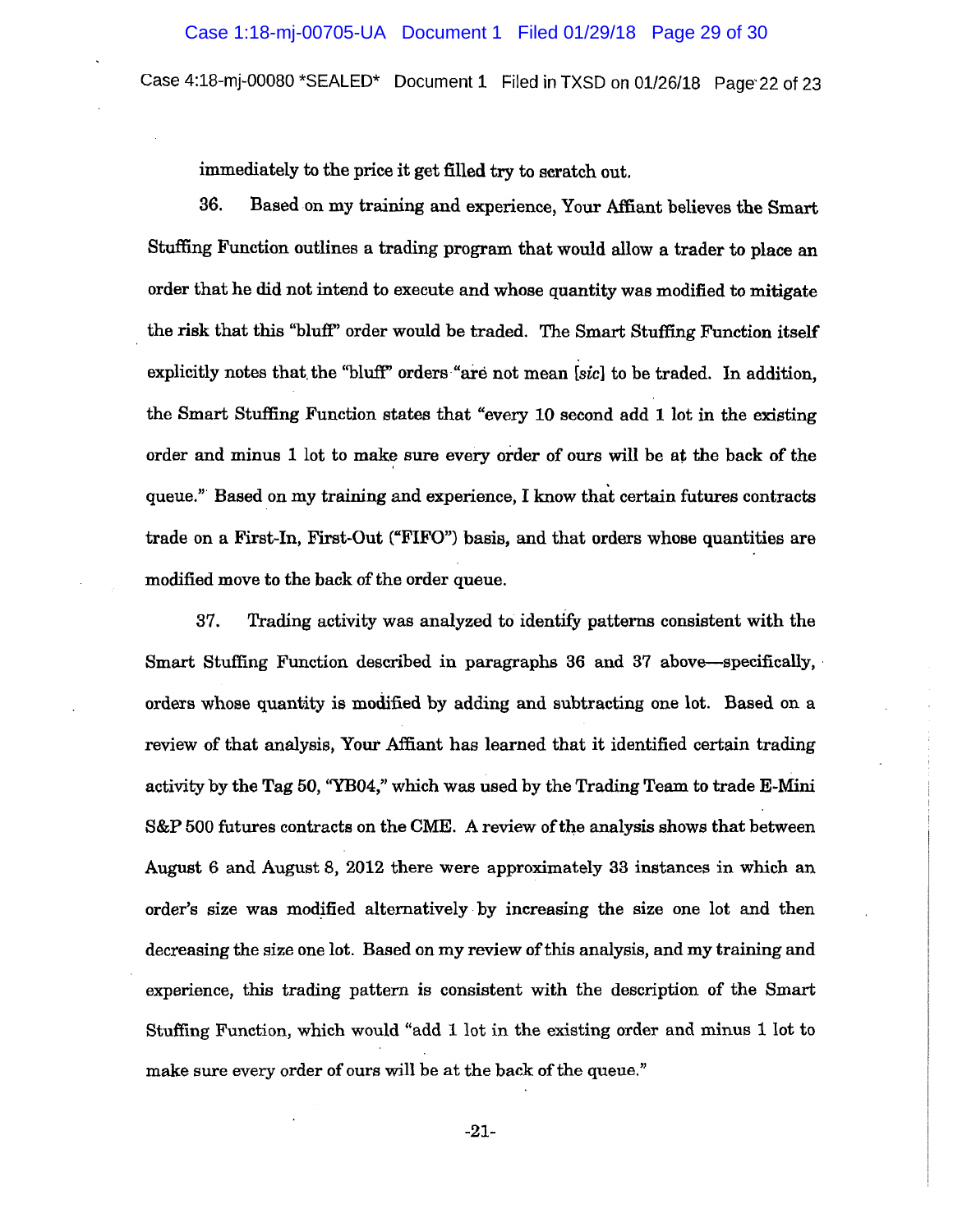immediately to the price it get filled try to scratch out.

36. Based on my training and experience, Your Affiant believes the Smart Stuffing Function outlines a trading program that would allow a trader to place an order that he did not intend to execute and whose quantity was modified to mitigate the risk that this "bluff" order would be traded. The Smart Stuffing Function itself explicitly notes that the "bluff" orders "are not mean [*sic*] to be traded. In addition, the Smart Stuffing Function states that "every 10 second add 1 lot in the existing order and minus 1 lot to make sure every order of ours will be at the back of the queue." Based on my training and experience, I know that certain futures contracts trade on a First-In, First-Out ("FIFO") basis, and that orders whose quantities are modified move to the back of the order queue.

37. Trading activity was analyzed to identify patterns consistent with the Smart Stuffing Function described in paragraphs 36 and 37 above—specifically, orders whose quantity is modified by adding and subtracting one lot. Based on a review of that analysis, Your Affiant has learned that it identified certain trading activity by the Tag 50, "YB04," which was used by the Trading Team to trade E-Mini S&P 500 futures contracts on the CME. A review of the analysis shows that between August 6 and August 8, 2012 there were approximately 33 instances in which an order's size was modified alternatively by increasing the size one lot and then decreasing the size one lot. Based on my review of this analysis, and my training and experience, this trading pattern is consistent with the description of the Smart Stuffing Function, which would "add 1 lot in the existing order and minus 1 lot to make sure every order of ours will be at the back of the queue."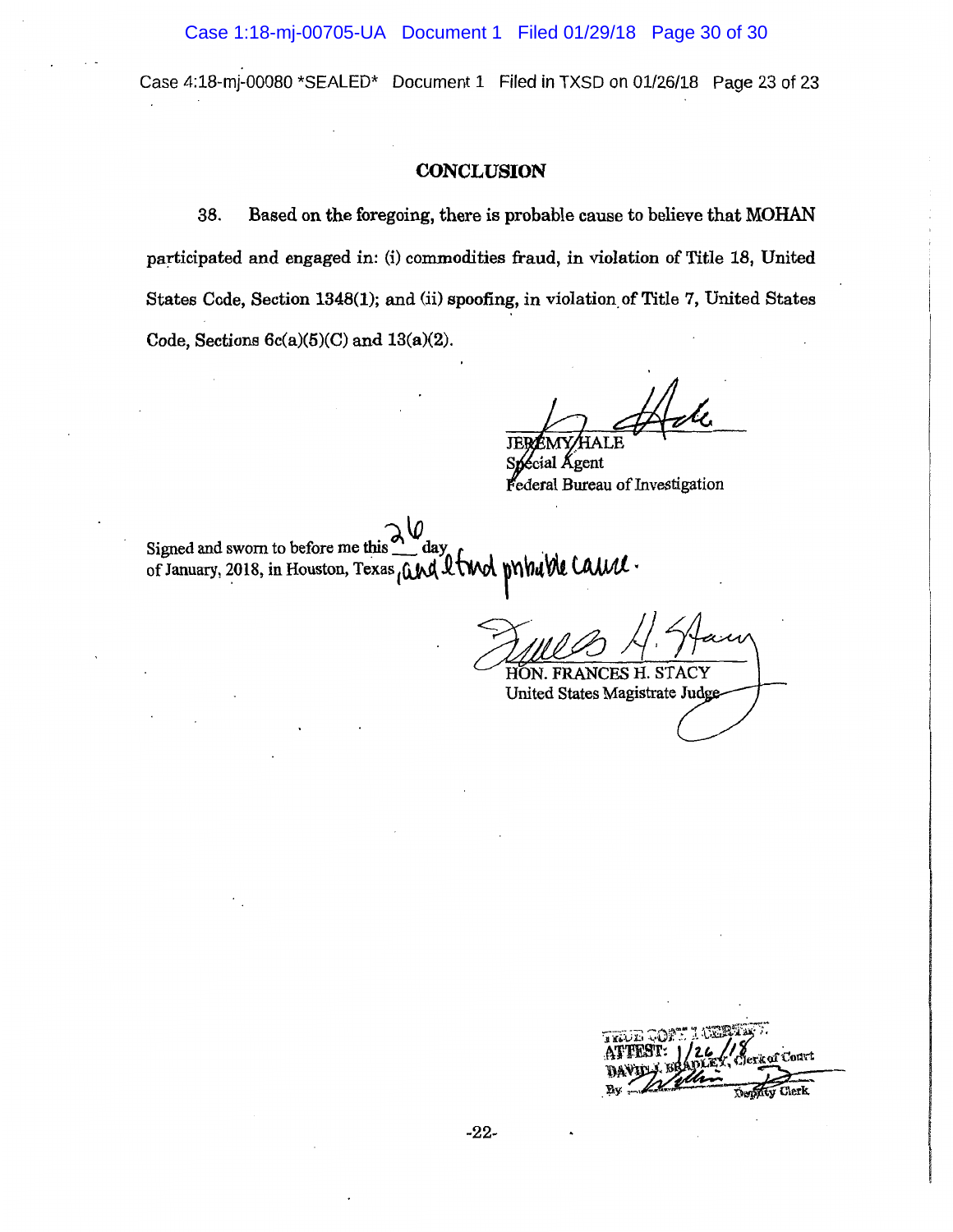## CONCLUSION

38. Based on the foregoing, there is probable cause to believe that MOHAN participated and engaged in: (i) commodities fraud, in violation of Title 18, United States Code, Section 1348(1); and (ii) spoofing, in violation of Title 7, United States Code, Sections 6c(a)(5)(C) and 13(a)(2).

JEREMY HALE
Special Agent
Federal Bureau of Investigation

Signed and sworn to before me this 26 day of January, 2018, in Houston, Texas, and I find probable cause.

HON. FRANCES H. STACY
United States Magistrate Judge

TRUE COPY I CERTIFY
ATTEST: 1/26/18
DAVID J. BRADLEY, Clerk of Court
By Deputy Clerk